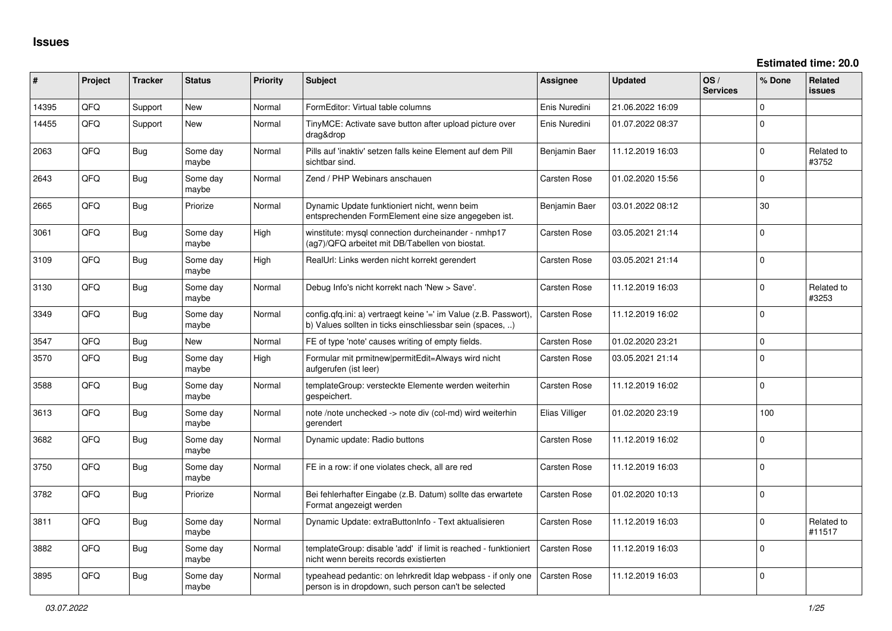# Issues

**Estimated time: 20.0**

| # | Project | Tracker | Status | Priority | Subject | Assignee | Updated | OS / Services | % Done | Related issues |
|---|---|---|---|---|---|---|---|---|---|---|
| 14395 | QFQ | Support | New | Normal | FormEditor: Virtual table columns | Enis Nuredini | 21.06.2022 16:09 | | 0 | |
| 14455 | QFQ | Support | New | Normal | TinyMCE: Activate save button after upload picture over drag&drop | Enis Nuredini | 01.07.2022 08:37 | | 0 | |
| 2063 | QFQ | Bug | Some day maybe | Normal | Pills auf 'inaktiv' setzen falls keine Element auf dem Pill sichtbar sind. | Benjamin Baer | 11.12.2019 16:03 | | 0 | Related to #3752 |
| 2643 | QFQ | Bug | Some day maybe | Normal | Zend / PHP Webinars anschauen | Carsten Rose | 01.02.2020 15:56 | | 0 | |
| 2665 | QFQ | Bug | Priorize | Normal | Dynamic Update funktioniert nicht, wenn beim entsprechenden FormElement eine size angegeben ist. | Benjamin Baer | 03.01.2022 08:12 | | 30 | |
| 3061 | QFQ | Bug | Some day maybe | High | winstitute: mysql connection durcheinander - nmhp17 (ag7)/QFQ arbeitet mit DB/Tabellen von biostat. | Carsten Rose | 03.05.2021 21:14 | | 0 | |
| 3109 | QFQ | Bug | Some day maybe | High | RealUrl: Links werden nicht korrekt gerendert | Carsten Rose | 03.05.2021 21:14 | | 0 | |
| 3130 | QFQ | Bug | Some day maybe | Normal | Debug Info's nicht korrekt nach 'New > Save'. | Carsten Rose | 11.12.2019 16:03 | | 0 | Related to #3253 |
| 3349 | QFQ | Bug | Some day maybe | Normal | config.qfq.ini: a) vertraegt keine '=' im Value (z.B. Passwort), b) Values sollten in ticks einschliessbar sein (spaces, ..) | Carsten Rose | 11.12.2019 16:02 | | 0 | |
| 3547 | QFQ | Bug | New | Normal | FE of type 'note' causes writing of empty fields. | Carsten Rose | 01.02.2020 23:21 | | 0 | |
| 3570 | QFQ | Bug | Some day maybe | High | Formular mit prmitnew\|permitEdit=Always wird nicht aufgerufen (ist leer) | Carsten Rose | 03.05.2021 21:14 | | 0 | |
| 3588 | QFQ | Bug | Some day maybe | Normal | templateGroup: versteckte Elemente werden weiterhin gespeichert. | Carsten Rose | 11.12.2019 16:02 | | 0 | |
| 3613 | QFQ | Bug | Some day maybe | Normal | note /note unchecked -> note div (col-md) wird weiterhin gerendert | Elias Villiger | 01.02.2020 23:19 | | 100 | |
| 3682 | QFQ | Bug | Some day maybe | Normal | Dynamic update: Radio buttons | Carsten Rose | 11.12.2019 16:02 | | 0 | |
| 3750 | QFQ | Bug | Some day maybe | Normal | FE in a row: if one violates check, all are red | Carsten Rose | 11.12.2019 16:03 | | 0 | |
| 3782 | QFQ | Bug | Priorize | Normal | Bei fehlerhafter Eingabe (z.B. Datum) sollte das erwartete Format angezeigt werden | Carsten Rose | 01.02.2020 10:13 | | 0 | |
| 3811 | QFQ | Bug | Some day maybe | Normal | Dynamic Update: extraButtonInfo - Text aktualisieren | Carsten Rose | 11.12.2019 16:03 | | 0 | Related to #11517 |
| 3882 | QFQ | Bug | Some day maybe | Normal | templateGroup: disable 'add' if limit is reached - funktioniert nicht wenn bereits records existierten | Carsten Rose | 11.12.2019 16:03 | | 0 | |
| 3895 | QFQ | Bug | Some day maybe | Normal | typeahead pedantic: on lehrkredit ldap webpass - if only one person is in dropdown, such person can't be selected | Carsten Rose | 11.12.2019 16:03 | | 0 | |

*03.07.2022*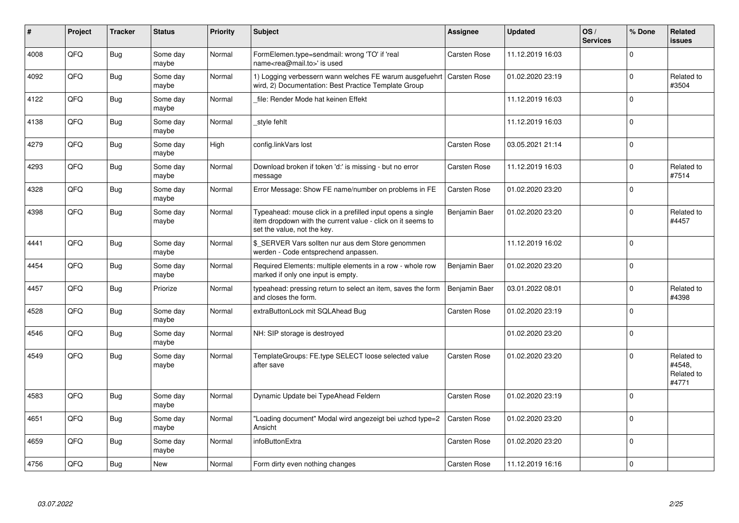| # | Project | Tracker | Status | Priority | Subject | Assignee | Updated | OS / Services | % Done | Related issues |
|---|---|---|---|---|---|---|---|---|---|---|
| 4008 | QFQ | Bug | Some day maybe | Normal | FormElemen.type=sendmail: wrong 'TO' if 'real name<rea@mail.to>' is used | Carsten Rose | 11.12.2019 16:03 | | 0 | |
| 4092 | QFQ | Bug | Some day maybe | Normal | 1) Logging verbessern wann welches FE warum ausgefuehrt wird, 2) Documentation: Best Practice Template Group | Carsten Rose | 01.02.2020 23:19 | | 0 | Related to #3504 |
| 4122 | QFQ | Bug | Some day maybe | Normal | _file: Render Mode hat keinen Effekt | | 11.12.2019 16:03 | | 0 | |
| 4138 | QFQ | Bug | Some day maybe | Normal | _style fehlt | | 11.12.2019 16:03 | | 0 | |
| 4279 | QFQ | Bug | Some day maybe | High | config.linkVars lost | Carsten Rose | 03.05.2021 21:14 | | 0 | |
| 4293 | QFQ | Bug | Some day maybe | Normal | Download broken if token 'd:' is missing - but no error message | Carsten Rose | 11.12.2019 16:03 | | 0 | Related to #7514 |
| 4328 | QFQ | Bug | Some day maybe | Normal | Error Message: Show FE name/number on problems in FE | Carsten Rose | 01.02.2020 23:20 | | 0 | |
| 4398 | QFQ | Bug | Some day maybe | Normal | Typeahead: mouse click in a prefilled input opens a single item dropdown with the current value - click on it seems to set the value, not the key. | Benjamin Baer | 01.02.2020 23:20 | | 0 | Related to #4457 |
| 4441 | QFQ | Bug | Some day maybe | Normal | $_SERVER Vars sollten nur aus dem Store genommen werden - Code entsprechend anpassen. | | 11.12.2019 16:02 | | 0 | |
| 4454 | QFQ | Bug | Some day maybe | Normal | Required Elements: multiple elements in a row - whole row marked if only one input is empty. | Benjamin Baer | 01.02.2020 23:20 | | 0 | |
| 4457 | QFQ | Bug | Priorize | Normal | typeahead: pressing return to select an item, saves the form and closes the form. | Benjamin Baer | 03.01.2022 08:01 | | 0 | Related to #4398 |
| 4528 | QFQ | Bug | Some day maybe | Normal | extraButtonLock mit SQLAhead Bug | Carsten Rose | 01.02.2020 23:19 | | 0 | |
| 4546 | QFQ | Bug | Some day maybe | Normal | NH: SIP storage is destroyed | | 01.02.2020 23:20 | | 0 | |
| 4549 | QFQ | Bug | Some day maybe | Normal | TemplateGroups: FE.type SELECT loose selected value after save | Carsten Rose | 01.02.2020 23:20 | | 0 | Related to #4548, Related to #4771 |
| 4583 | QFQ | Bug | Some day maybe | Normal | Dynamic Update bei TypeAhead Feldern | Carsten Rose | 01.02.2020 23:19 | | 0 | |
| 4651 | QFQ | Bug | Some day maybe | Normal | "Loading document" Modal wird angezeigt bei uzhcd type=2 Ansicht | Carsten Rose | 01.02.2020 23:20 | | 0 | |
| 4659 | QFQ | Bug | Some day maybe | Normal | infoButtonExtra | Carsten Rose | 01.02.2020 23:20 | | 0 | |
| 4756 | QFQ | Bug | New | Normal | Form dirty even nothing changes | Carsten Rose | 11.12.2019 16:16 | | 0 | |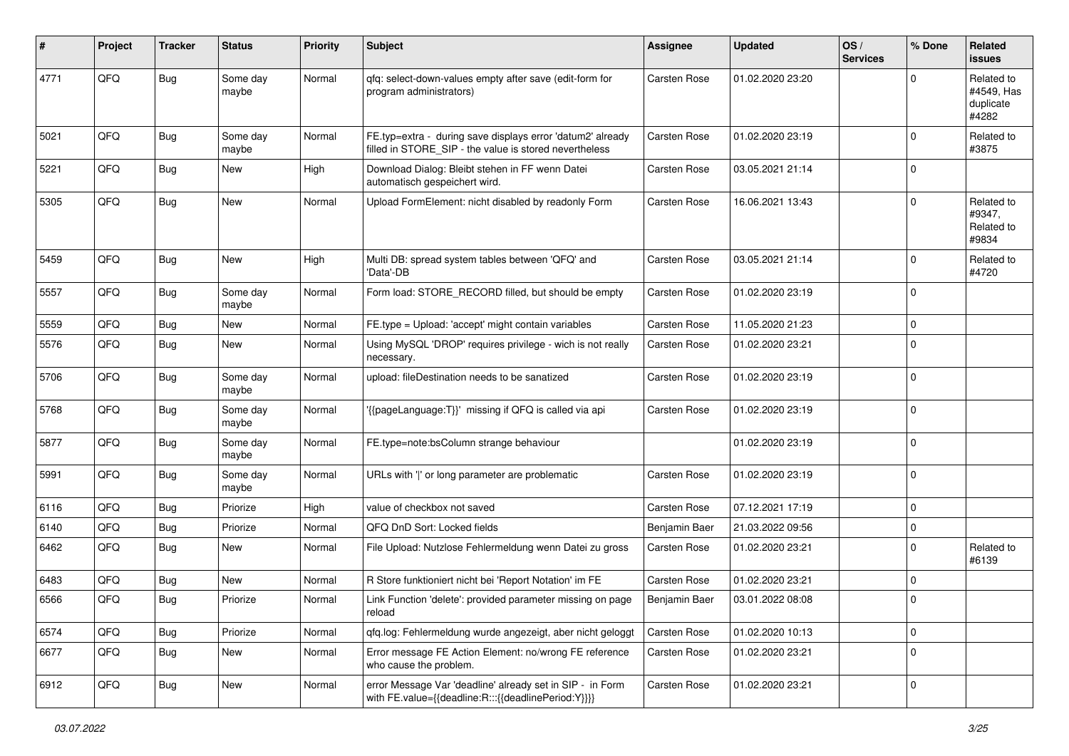| # | Project | Tracker | Status | Priority | Subject | Assignee | Updated | OS / Services | % Done | Related issues |
|---|---|---|---|---|---|---|---|---|---|---|
| 4771 | QFQ | Bug | Some day maybe | Normal | qfq: select-down-values empty after save (edit-form for program administrators) | Carsten Rose | 01.02.2020 23:20 | | 0 | Related to #4549, Has duplicate #4282 |
| 5021 | QFQ | Bug | Some day maybe | Normal | FE.typ=extra - during save displays error 'datum2' already filled in STORE_SIP - the value is stored nevertheless | Carsten Rose | 01.02.2020 23:19 | | 0 | Related to #3875 |
| 5221 | QFQ | Bug | New | High | Download Dialog: Bleibt stehen in FF wenn Datei automatisch gespeichert wird. | Carsten Rose | 03.05.2021 21:14 | | 0 | |
| 5305 | QFQ | Bug | New | Normal | Upload FormElement: nicht disabled by readonly Form | Carsten Rose | 16.06.2021 13:43 | | 0 | Related to #9347, Related to #9834 |
| 5459 | QFQ | Bug | New | High | Multi DB: spread system tables between 'QFQ' and 'Data'-DB | Carsten Rose | 03.05.2021 21:14 | | 0 | Related to #4720 |
| 5557 | QFQ | Bug | Some day maybe | Normal | Form load: STORE_RECORD filled, but should be empty | Carsten Rose | 01.02.2020 23:19 | | 0 | |
| 5559 | QFQ | Bug | New | Normal | FE.type = Upload: 'accept' might contain variables | Carsten Rose | 11.05.2020 21:23 | | 0 | |
| 5576 | QFQ | Bug | New | Normal | Using MySQL 'DROP' requires privilege - wich is not really necessary. | Carsten Rose | 01.02.2020 23:21 | | 0 | |
| 5706 | QFQ | Bug | Some day maybe | Normal | upload: fileDestination needs to be sanatized | Carsten Rose | 01.02.2020 23:19 | | 0 | |
| 5768 | QFQ | Bug | Some day maybe | Normal | '{{pageLanguage:T}}' missing if QFQ is called via api | Carsten Rose | 01.02.2020 23:19 | | 0 | |
| 5877 | QFQ | Bug | Some day maybe | Normal | FE.type=note:bsColumn strange behaviour | | 01.02.2020 23:19 | | 0 | |
| 5991 | QFQ | Bug | Some day maybe | Normal | URLs with '\|' or long parameter are problematic | Carsten Rose | 01.02.2020 23:19 | | 0 | |
| 6116 | QFQ | Bug | Priorize | High | value of checkbox not saved | Carsten Rose | 07.12.2021 17:19 | | 0 | |
| 6140 | QFQ | Bug | Priorize | Normal | QFQ DnD Sort: Locked fields | Benjamin Baer | 21.03.2022 09:56 | | 0 | |
| 6462 | QFQ | Bug | New | Normal | File Upload: Nutzlose Fehlermeldung wenn Datei zu gross | Carsten Rose | 01.02.2020 23:21 | | 0 | Related to #6139 |
| 6483 | QFQ | Bug | New | Normal | R Store funktioniert nicht bei 'Report Notation' im FE | Carsten Rose | 01.02.2020 23:21 | | 0 | |
| 6566 | QFQ | Bug | Priorize | Normal | Link Function 'delete': provided parameter missing on page reload | Benjamin Baer | 03.01.2022 08:08 | | 0 | |
| 6574 | QFQ | Bug | Priorize | Normal | qfq.log: Fehlermeldung wurde angezeigt, aber nicht geloggt | Carsten Rose | 01.02.2020 10:13 | | 0 | |
| 6677 | QFQ | Bug | New | Normal | Error message FE Action Element: no/wrong FE reference who cause the problem. | Carsten Rose | 01.02.2020 23:21 | | 0 | |
| 6912 | QFQ | Bug | New | Normal | error Message Var 'deadline' already set in SIP - in Form with FE.value={{deadline:R:::{{deadlinePeriod:Y}}}} | Carsten Rose | 01.02.2020 23:21 | | 0 | |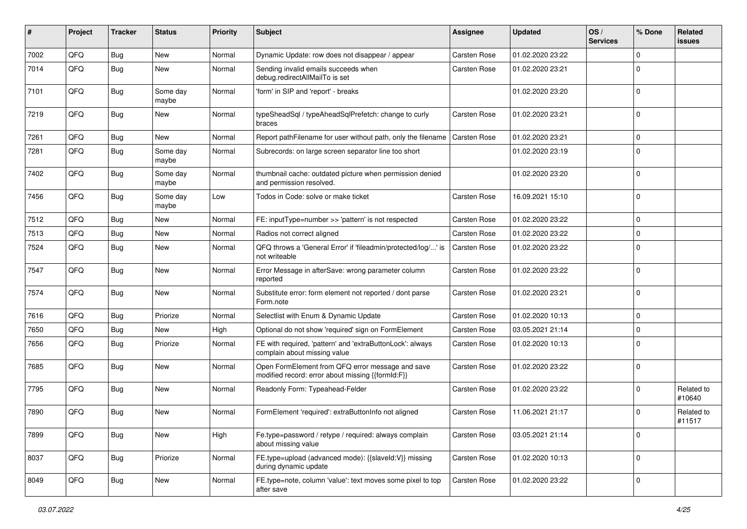| # | Project | Tracker | Status | Priority | Subject | Assignee | Updated | OS / Services | % Done | Related issues |
|---|---|---|---|---|---|---|---|---|---|---|
| 7002 | QFQ | Bug | New | Normal | Dynamic Update: row does not disappear / appear | Carsten Rose | 01.02.2020 23:22 | | 0 | |
| 7014 | QFQ | Bug | New | Normal | Sending invalid emails succeeds when debug.redirectAllMailTo is set | Carsten Rose | 01.02.2020 23:21 | | 0 | |
| 7101 | QFQ | Bug | Some day maybe | Normal | 'form' in SIP and 'report' - breaks | | 01.02.2020 23:20 | | 0 | |
| 7219 | QFQ | Bug | New | Normal | typeSheadSql / typeAheadSqlPrefetch: change to curly braces | Carsten Rose | 01.02.2020 23:21 | | 0 | |
| 7261 | QFQ | Bug | New | Normal | Report pathFilename for user without path, only the filename | Carsten Rose | 01.02.2020 23:21 | | 0 | |
| 7281 | QFQ | Bug | Some day maybe | Normal | Subrecords: on large screen separator line too short | | 01.02.2020 23:19 | | 0 | |
| 7402 | QFQ | Bug | Some day maybe | Normal | thumbnail cache: outdated picture when permission denied and permission resolved. | | 01.02.2020 23:20 | | 0 | |
| 7456 | QFQ | Bug | Some day maybe | Low | Todos in Code: solve or make ticket | Carsten Rose | 16.09.2021 15:10 | | 0 | |
| 7512 | QFQ | Bug | New | Normal | FE: inputType=number >> 'pattern' is not respected | Carsten Rose | 01.02.2020 23:22 | | 0 | |
| 7513 | QFQ | Bug | New | Normal | Radios not correct aligned | Carsten Rose | 01.02.2020 23:22 | | 0 | |
| 7524 | QFQ | Bug | New | Normal | QFQ throws a 'General Error' if 'fileadmin/protected/log/...' is not writeable | Carsten Rose | 01.02.2020 23:22 | | 0 | |
| 7547 | QFQ | Bug | New | Normal | Error Message in afterSave: wrong parameter column reported | Carsten Rose | 01.02.2020 23:22 | | 0 | |
| 7574 | QFQ | Bug | New | Normal | Substitute error: form element not reported / dont parse Form.note | Carsten Rose | 01.02.2020 23:21 | | 0 | |
| 7616 | QFQ | Bug | Priorize | Normal | Selectlist with Enum & Dynamic Update | Carsten Rose | 01.02.2020 10:13 | | 0 | |
| 7650 | QFQ | Bug | New | High | Optional do not show 'required' sign on FormElement | Carsten Rose | 03.05.2021 21:14 | | 0 | |
| 7656 | QFQ | Bug | Priorize | Normal | FE with required, 'pattern' and 'extraButtonLock': always complain about missing value | Carsten Rose | 01.02.2020 10:13 | | 0 | |
| 7685 | QFQ | Bug | New | Normal | Open FormElement from QFQ error message and save modified record: error about missing {{formId:F}} | Carsten Rose | 01.02.2020 23:22 | | 0 | |
| 7795 | QFQ | Bug | New | Normal | Readonly Form: Typeahead-Felder | Carsten Rose | 01.02.2020 23:22 | | 0 | Related to #10640 |
| 7890 | QFQ | Bug | New | Normal | FormElement 'required': extraButtonInfo not aligned | Carsten Rose | 11.06.2021 21:17 | | 0 | Related to #11517 |
| 7899 | QFQ | Bug | New | High | Fe.type=password / retype / required: always complain about missing value | Carsten Rose | 03.05.2021 21:14 | | 0 | |
| 8037 | QFQ | Bug | Priorize | Normal | FE.type=upload (advanced mode): {{slaveId:V}} missing during dynamic update | Carsten Rose | 01.02.2020 10:13 | | 0 | |
| 8049 | QFQ | Bug | New | Normal | FE.type=note, column 'value': text moves some pixel to top after save | Carsten Rose | 01.02.2020 23:22 | | 0 | |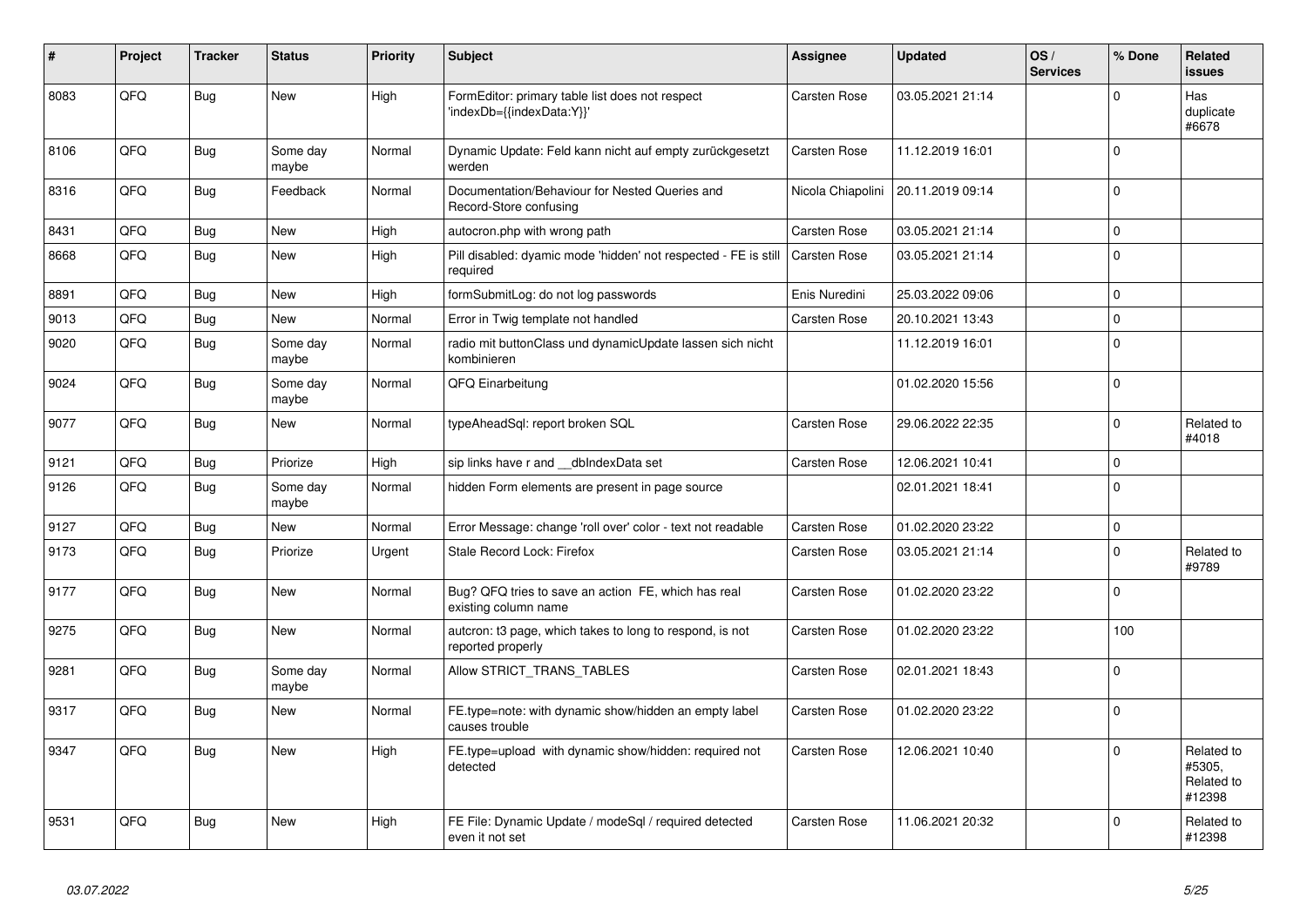| # | Project | Tracker | Status | Priority | Subject | Assignee | Updated | OS / Services | % Done | Related issues |
|---|---|---|---|---|---|---|---|---|---|---|
| 8083 | QFQ | Bug | New | High | FormEditor: primary table list does not respect 'indexDb={{indexData:Y}}' | Carsten Rose | 03.05.2021 21:14 | | 0 | Has duplicate #6678 |
| 8106 | QFQ | Bug | Some day maybe | Normal | Dynamic Update: Feld kann nicht auf empty zurückgesetzt werden | Carsten Rose | 11.12.2019 16:01 | | 0 | |
| 8316 | QFQ | Bug | Feedback | Normal | Documentation/Behaviour for Nested Queries and Record-Store confusing | Nicola Chiapolini | 20.11.2019 09:14 | | 0 | |
| 8431 | QFQ | Bug | New | High | autocron.php with wrong path | Carsten Rose | 03.05.2021 21:14 | | 0 | |
| 8668 | QFQ | Bug | New | High | Pill disabled: dyamic mode 'hidden' not respected - FE is still required | Carsten Rose | 03.05.2021 21:14 | | 0 | |
| 8891 | QFQ | Bug | New | High | formSubmitLog: do not log passwords | Enis Nuredini | 25.03.2022 09:06 | | 0 | |
| 9013 | QFQ | Bug | New | Normal | Error in Twig template not handled | Carsten Rose | 20.10.2021 13:43 | | 0 | |
| 9020 | QFQ | Bug | Some day maybe | Normal | radio mit buttonClass und dynamicUpdate lassen sich nicht kombinieren | | 11.12.2019 16:01 | | 0 | |
| 9024 | QFQ | Bug | Some day maybe | Normal | QFQ Einarbeitung | | 01.02.2020 15:56 | | 0 | |
| 9077 | QFQ | Bug | New | Normal | typeAheadSql: report broken SQL | Carsten Rose | 29.06.2022 22:35 | | 0 | Related to #4018 |
| 9121 | QFQ | Bug | Priorize | High | sip links have r and __dbIndexData set | Carsten Rose | 12.06.2021 10:41 | | 0 | |
| 9126 | QFQ | Bug | Some day maybe | Normal | hidden Form elements are present in page source | | 02.01.2021 18:41 | | 0 | |
| 9127 | QFQ | Bug | New | Normal | Error Message: change 'roll over' color - text not readable | Carsten Rose | 01.02.2020 23:22 | | 0 | |
| 9173 | QFQ | Bug | Priorize | Urgent | Stale Record Lock: Firefox | Carsten Rose | 03.05.2021 21:14 | | 0 | Related to #9789 |
| 9177 | QFQ | Bug | New | Normal | Bug? QFQ tries to save an action FE, which has real existing column name | Carsten Rose | 01.02.2020 23:22 | | 0 | |
| 9275 | QFQ | Bug | New | Normal | autcron: t3 page, which takes to long to respond, is not reported properly | Carsten Rose | 01.02.2020 23:22 | | 100 | |
| 9281 | QFQ | Bug | Some day maybe | Normal | Allow STRICT_TRANS_TABLES | Carsten Rose | 02.01.2021 18:43 | | 0 | |
| 9317 | QFQ | Bug | New | Normal | FE.type=note: with dynamic show/hidden an empty label causes trouble | Carsten Rose | 01.02.2020 23:22 | | 0 | |
| 9347 | QFQ | Bug | New | High | FE.type=upload with dynamic show/hidden: required not detected | Carsten Rose | 12.06.2021 10:40 | | 0 | Related to #5305, Related to #12398 |
| 9531 | QFQ | Bug | New | High | FE File: Dynamic Update / modeSql / required detected even it not set | Carsten Rose | 11.06.2021 20:32 | | 0 | Related to #12398 |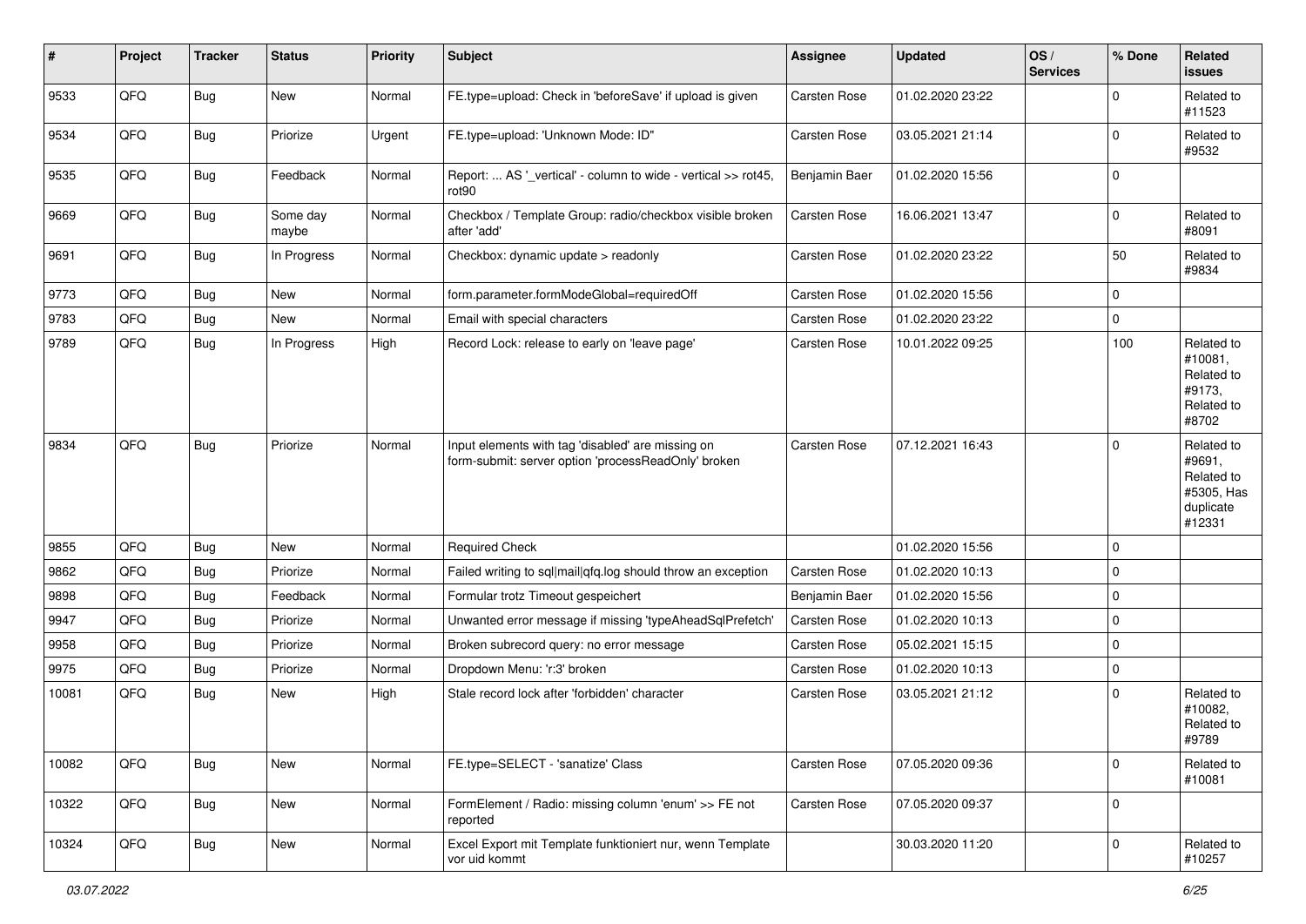| # | Project | Tracker | Status | Priority | Subject | Assignee | Updated | OS / Services | % Done | Related issues |
|---|---|---|---|---|---|---|---|---|---|---|
| 9533 | QFQ | Bug | New | Normal | FE.type=upload: Check in 'beforeSave' if upload is given | Carsten Rose | 01.02.2020 23:22 | | 0 | Related to #11523 |
| 9534 | QFQ | Bug | Priorize | Urgent | FE.type=upload: 'Unknown Mode: ID" | Carsten Rose | 03.05.2021 21:14 | | 0 | Related to #9532 |
| 9535 | QFQ | Bug | Feedback | Normal | Report: ... AS '_vertical' - column to wide - vertical >> rot45, rot90 | Benjamin Baer | 01.02.2020 15:56 | | 0 | |
| 9669 | QFQ | Bug | Some day maybe | Normal | Checkbox / Template Group: radio/checkbox visible broken after 'add' | Carsten Rose | 16.06.2021 13:47 | | 0 | Related to #8091 |
| 9691 | QFQ | Bug | In Progress | Normal | Checkbox: dynamic update > readonly | Carsten Rose | 01.02.2020 23:22 | | 50 | Related to #9834 |
| 9773 | QFQ | Bug | New | Normal | form.parameter.formModeGlobal=requiredOff | Carsten Rose | 01.02.2020 15:56 | | 0 | |
| 9783 | QFQ | Bug | New | Normal | Email with special characters | Carsten Rose | 01.02.2020 23:22 | | 0 | |
| 9789 | QFQ | Bug | In Progress | High | Record Lock: release to early on 'leave page' | Carsten Rose | 10.01.2022 09:25 | | 100 | Related to #10081, Related to #9173, Related to #8702 |
| 9834 | QFQ | Bug | Priorize | Normal | Input elements with tag 'disabled' are missing on form-submit: server option 'processReadOnly' broken | Carsten Rose | 07.12.2021 16:43 | | 0 | Related to #9691, Related to #5305, Has duplicate #12331 |
| 9855 | QFQ | Bug | New | Normal | Required Check | | 01.02.2020 15:56 | | 0 | |
| 9862 | QFQ | Bug | Priorize | Normal | Failed writing to sql\|mail\|qfq.log should throw an exception | Carsten Rose | 01.02.2020 10:13 | | 0 | |
| 9898 | QFQ | Bug | Feedback | Normal | Formular trotz Timeout gespeichert | Benjamin Baer | 01.02.2020 15:56 | | 0 | |
| 9947 | QFQ | Bug | Priorize | Normal | Unwanted error message if missing 'typeAheadSqlPrefetch' | Carsten Rose | 01.02.2020 10:13 | | 0 | |
| 9958 | QFQ | Bug | Priorize | Normal | Broken subrecord query: no error message | Carsten Rose | 05.02.2021 15:15 | | 0 | |
| 9975 | QFQ | Bug | Priorize | Normal | Dropdown Menu: 'r:3' broken | Carsten Rose | 01.02.2020 10:13 | | 0 | |
| 10081 | QFQ | Bug | New | High | Stale record lock after 'forbidden' character | Carsten Rose | 03.05.2021 21:12 | | 0 | Related to #10082, Related to #9789 |
| 10082 | QFQ | Bug | New | Normal | FE.type=SELECT - 'sanatize' Class | Carsten Rose | 07.05.2020 09:36 | | 0 | Related to #10081 |
| 10322 | QFQ | Bug | New | Normal | FormElement / Radio: missing column 'enum' >> FE not reported | Carsten Rose | 07.05.2020 09:37 | | 0 | |
| 10324 | QFQ | Bug | New | Normal | Excel Export mit Template funktioniert nur, wenn Template vor uid kommt | | 30.03.2020 11:20 | | 0 | Related to #10257 |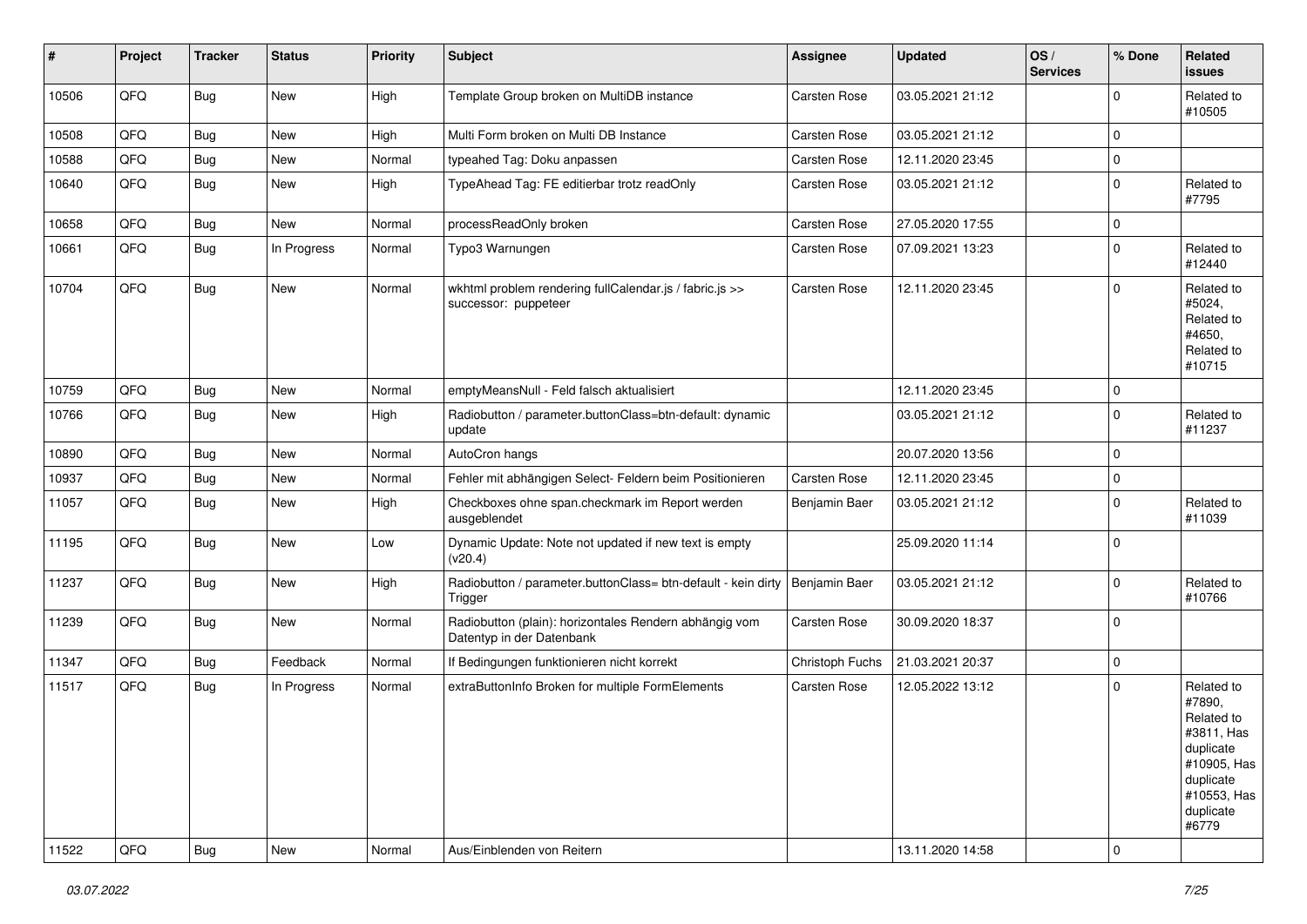| # | Project | Tracker | Status | Priority | Subject | Assignee | Updated | OS / Services | % Done | Related issues |
|---|---|---|---|---|---|---|---|---|---|---|
| 10506 | QFQ | Bug | New | High | Template Group broken on MultiDB instance | Carsten Rose | 03.05.2021 21:12 | | 0 | Related to #10505 |
| 10508 | QFQ | Bug | New | High | Multi Form broken on Multi DB Instance | Carsten Rose | 03.05.2021 21:12 | | 0 | |
| 10588 | QFQ | Bug | New | Normal | typeahed Tag: Doku anpassen | Carsten Rose | 12.11.2020 23:45 | | 0 | |
| 10640 | QFQ | Bug | New | High | TypeAhead Tag: FE editierbar trotz readOnly | Carsten Rose | 03.05.2021 21:12 | | 0 | Related to #7795 |
| 10658 | QFQ | Bug | New | Normal | processReadOnly broken | Carsten Rose | 27.05.2020 17:55 | | 0 | |
| 10661 | QFQ | Bug | In Progress | Normal | Typo3 Warnungen | Carsten Rose | 07.09.2021 13:23 | | 0 | Related to #12440 |
| 10704 | QFQ | Bug | New | Normal | wkhtml problem rendering fullCalendar.js / fabric.js >> successor: puppeteer | Carsten Rose | 12.11.2020 23:45 | | 0 | Related to #5024, Related to #4650, Related to #10715 |
| 10759 | QFQ | Bug | New | Normal | emptyMeansNull - Feld falsch aktualisiert | | 12.11.2020 23:45 | | 0 | |
| 10766 | QFQ | Bug | New | High | Radiobutton / parameter.buttonClass=btn-default: dynamic update | | 03.05.2021 21:12 | | 0 | Related to #11237 |
| 10890 | QFQ | Bug | New | Normal | AutoCron hangs | | 20.07.2020 13:56 | | 0 | |
| 10937 | QFQ | Bug | New | Normal | Fehler mit abhängigen Select- Feldern beim Positionieren | Carsten Rose | 12.11.2020 23:45 | | 0 | |
| 11057 | QFQ | Bug | New | High | Checkboxes ohne span.checkmark im Report werden ausgeblendet | Benjamin Baer | 03.05.2021 21:12 | | 0 | Related to #11039 |
| 11195 | QFQ | Bug | New | Low | Dynamic Update: Note not updated if new text is empty (v20.4) | | 25.09.2020 11:14 | | 0 | |
| 11237 | QFQ | Bug | New | High | Radiobutton / parameter.buttonClass= btn-default - kein dirty Trigger | Benjamin Baer | 03.05.2021 21:12 | | 0 | Related to #10766 |
| 11239 | QFQ | Bug | New | Normal | Radiobutton (plain): horizontales Rendern abhängig vom Datentyp in der Datenbank | Carsten Rose | 30.09.2020 18:37 | | 0 | |
| 11347 | QFQ | Bug | Feedback | Normal | If Bedingungen funktionieren nicht korrekt | Christoph Fuchs | 21.03.2021 20:37 | | 0 | |
| 11517 | QFQ | Bug | In Progress | Normal | extraButtonInfo Broken for multiple FormElements | Carsten Rose | 12.05.2022 13:12 | | 0 | Related to #7890, Related to #3811, Has duplicate #10905, Has duplicate #10553, Has duplicate #6779 |
| 11522 | QFQ | Bug | New | Normal | Aus/Einblenden von Reitern | | 13.11.2020 14:58 | | 0 | |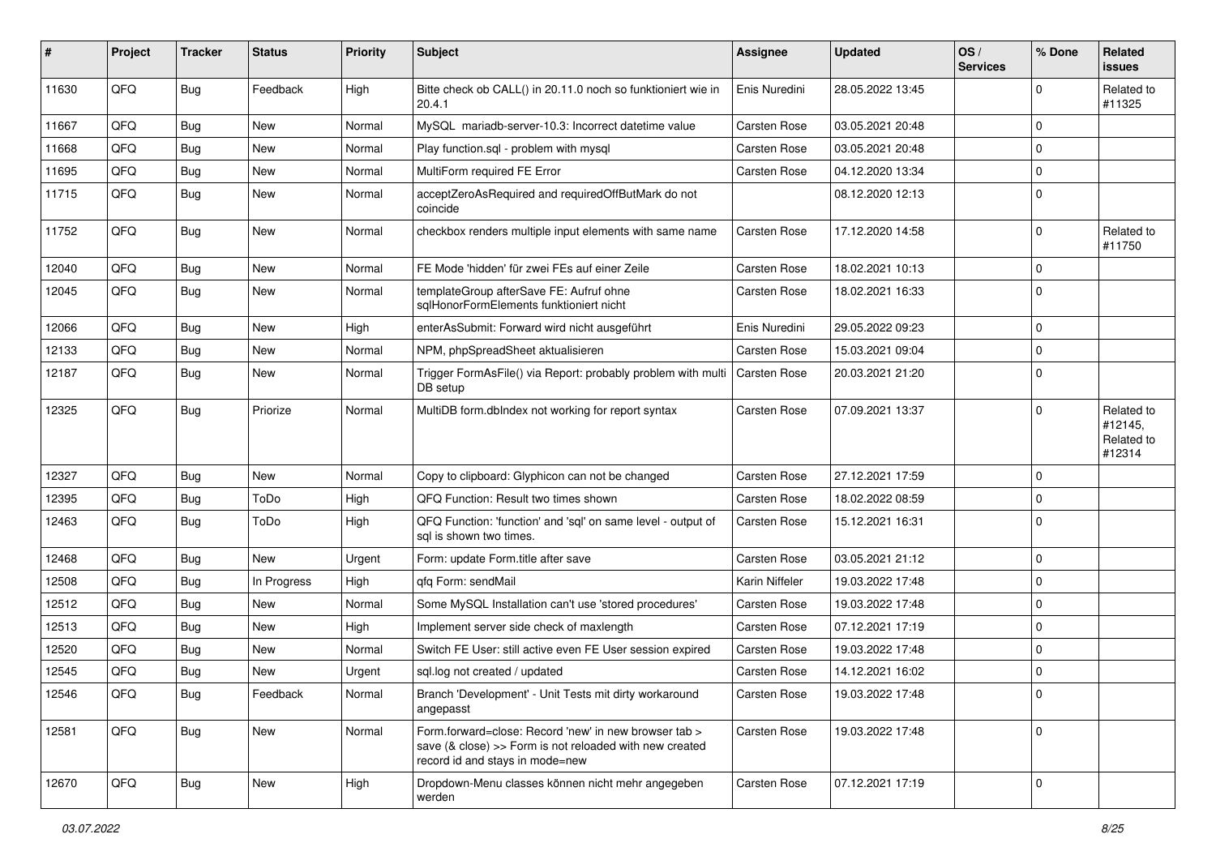| # | Project | Tracker | Status | Priority | Subject | Assignee | Updated | OS / Services | % Done | Related issues |
|---|---|---|---|---|---|---|---|---|---|---|
| 11630 | QFQ | Bug | Feedback | High | Bitte check ob CALL() in 20.11.0 noch so funktioniert wie in 20.4.1 | Enis Nuredini | 28.05.2022 13:45 | | 0 | Related to #11325 |
| 11667 | QFQ | Bug | New | Normal | MySQL mariadb-server-10.3: Incorrect datetime value | Carsten Rose | 03.05.2021 20:48 | | 0 | |
| 11668 | QFQ | Bug | New | Normal | Play function.sql - problem with mysql | Carsten Rose | 03.05.2021 20:48 | | 0 | |
| 11695 | QFQ | Bug | New | Normal | MultiForm required FE Error | Carsten Rose | 04.12.2020 13:34 | | 0 | |
| 11715 | QFQ | Bug | New | Normal | acceptZeroAsRequired and requiredOffButMark do not coincide | | 08.12.2020 12:13 | | 0 | |
| 11752 | QFQ | Bug | New | Normal | checkbox renders multiple input elements with same name | Carsten Rose | 17.12.2020 14:58 | | 0 | Related to #11750 |
| 12040 | QFQ | Bug | New | Normal | FE Mode 'hidden' für zwei FEs auf einer Zeile | Carsten Rose | 18.02.2021 10:13 | | 0 | |
| 12045 | QFQ | Bug | New | Normal | templateGroup afterSave FE: Aufruf ohne sqlHonorFormElements funktioniert nicht | Carsten Rose | 18.02.2021 16:33 | | 0 | |
| 12066 | QFQ | Bug | New | High | enterAsSubmit: Forward wird nicht ausgeführt | Enis Nuredini | 29.05.2022 09:23 | | 0 | |
| 12133 | QFQ | Bug | New | Normal | NPM, phpSpreadSheet aktualisieren | Carsten Rose | 15.03.2021 09:04 | | 0 | |
| 12187 | QFQ | Bug | New | Normal | Trigger FormAsFile() via Report: probably problem with multi DB setup | Carsten Rose | 20.03.2021 21:20 | | 0 | |
| 12325 | QFQ | Bug | Priorize | Normal | MultiDB form.dbIndex not working for report syntax | Carsten Rose | 07.09.2021 13:37 | | 0 | Related to #12145, Related to #12314 |
| 12327 | QFQ | Bug | New | Normal | Copy to clipboard: Glyphicon can not be changed | Carsten Rose | 27.12.2021 17:59 | | 0 | |
| 12395 | QFQ | Bug | ToDo | High | QFQ Function: Result two times shown | Carsten Rose | 18.02.2022 08:59 | | 0 | |
| 12463 | QFQ | Bug | ToDo | High | QFQ Function: 'function' and 'sql' on same level - output of sql is shown two times. | Carsten Rose | 15.12.2021 16:31 | | 0 | |
| 12468 | QFQ | Bug | New | Urgent | Form: update Form.title after save | Carsten Rose | 03.05.2021 21:12 | | 0 | |
| 12508 | QFQ | Bug | In Progress | High | qfq Form: sendMail | Karin Niffeler | 19.03.2022 17:48 | | 0 | |
| 12512 | QFQ | Bug | New | Normal | Some MySQL Installation can't use 'stored procedures' | Carsten Rose | 19.03.2022 17:48 | | 0 | |
| 12513 | QFQ | Bug | New | High | Implement server side check of maxlength | Carsten Rose | 07.12.2021 17:19 | | 0 | |
| 12520 | QFQ | Bug | New | Normal | Switch FE User: still active even FE User session expired | Carsten Rose | 19.03.2022 17:48 | | 0 | |
| 12545 | QFQ | Bug | New | Urgent | sql.log not created / updated | Carsten Rose | 14.12.2021 16:02 | | 0 | |
| 12546 | QFQ | Bug | Feedback | Normal | Branch 'Development' - Unit Tests mit dirty workaround angepasst | Carsten Rose | 19.03.2022 17:48 | | 0 | |
| 12581 | QFQ | Bug | New | Normal | Form.forward=close: Record 'new' in new browser tab > save (& close) >> Form is not reloaded with new created record id and stays in mode=new | Carsten Rose | 19.03.2022 17:48 | | 0 | |
| 12670 | QFQ | Bug | New | High | Dropdown-Menu classes können nicht mehr angegeben werden | Carsten Rose | 07.12.2021 17:19 | | 0 | |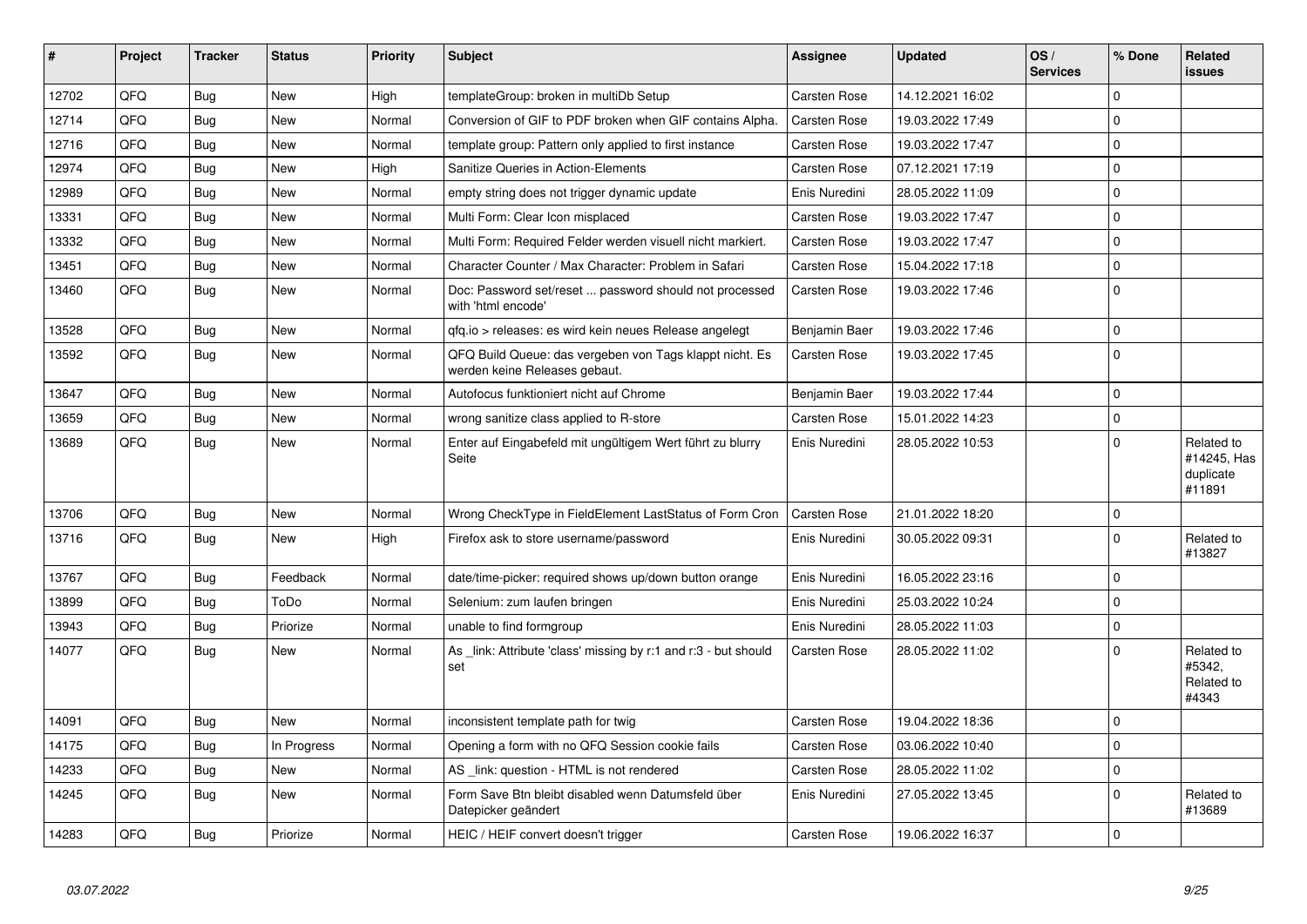| # | Project | Tracker | Status | Priority | Subject | Assignee | Updated | OS / Services | % Done | Related issues |
|---|---|---|---|---|---|---|---|---|---|---|
| 12702 | QFQ | Bug | New | High | templateGroup: broken in multiDb Setup | Carsten Rose | 14.12.2021 16:02 | | 0 | |
| 12714 | QFQ | Bug | New | Normal | Conversion of GIF to PDF broken when GIF contains Alpha. | Carsten Rose | 19.03.2022 17:49 | | 0 | |
| 12716 | QFQ | Bug | New | Normal | template group: Pattern only applied to first instance | Carsten Rose | 19.03.2022 17:47 | | 0 | |
| 12974 | QFQ | Bug | New | High | Sanitize Queries in Action-Elements | Carsten Rose | 07.12.2021 17:19 | | 0 | |
| 12989 | QFQ | Bug | New | Normal | empty string does not trigger dynamic update | Enis Nuredini | 28.05.2022 11:09 | | 0 | |
| 13331 | QFQ | Bug | New | Normal | Multi Form: Clear Icon misplaced | Carsten Rose | 19.03.2022 17:47 | | 0 | |
| 13332 | QFQ | Bug | New | Normal | Multi Form: Required Felder werden visuell nicht markiert. | Carsten Rose | 19.03.2022 17:47 | | 0 | |
| 13451 | QFQ | Bug | New | Normal | Character Counter / Max Character: Problem in Safari | Carsten Rose | 15.04.2022 17:18 | | 0 | |
| 13460 | QFQ | Bug | New | Normal | Doc: Password set/reset ... password should not processed with 'html encode' | Carsten Rose | 19.03.2022 17:46 | | 0 | |
| 13528 | QFQ | Bug | New | Normal | qfq.io > releases: es wird kein neues Release angelegt | Benjamin Baer | 19.03.2022 17:46 | | 0 | |
| 13592 | QFQ | Bug | New | Normal | QFQ Build Queue: das vergeben von Tags klappt nicht. Es werden keine Releases gebaut. | Carsten Rose | 19.03.2022 17:45 | | 0 | |
| 13647 | QFQ | Bug | New | Normal | Autofocus funktioniert nicht auf Chrome | Benjamin Baer | 19.03.2022 17:44 | | 0 | |
| 13659 | QFQ | Bug | New | Normal | wrong sanitize class applied to R-store | Carsten Rose | 15.01.2022 14:23 | | 0 | |
| 13689 | QFQ | Bug | New | Normal | Enter auf Eingabefeld mit ungültigem Wert führt zu blurry Seite | Enis Nuredini | 28.05.2022 10:53 | | 0 | Related to #14245, Has duplicate #11891 |
| 13706 | QFQ | Bug | New | Normal | Wrong CheckType in FieldElement LastStatus of Form Cron | Carsten Rose | 21.01.2022 18:20 | | 0 | |
| 13716 | QFQ | Bug | New | High | Firefox ask to store username/password | Enis Nuredini | 30.05.2022 09:31 | | 0 | Related to #13827 |
| 13767 | QFQ | Bug | Feedback | Normal | date/time-picker: required shows up/down button orange | Enis Nuredini | 16.05.2022 23:16 | | 0 | |
| 13899 | QFQ | Bug | ToDo | Normal | Selenium: zum laufen bringen | Enis Nuredini | 25.03.2022 10:24 | | 0 | |
| 13943 | QFQ | Bug | Priorize | Normal | unable to find formgroup | Enis Nuredini | 28.05.2022 11:03 | | 0 | |
| 14077 | QFQ | Bug | New | Normal | As _link: Attribute 'class' missing by r:1 and r:3 - but should set | Carsten Rose | 28.05.2022 11:02 | | 0 | Related to #5342, Related to #4343 |
| 14091 | QFQ | Bug | New | Normal | inconsistent template path for twig | Carsten Rose | 19.04.2022 18:36 | | 0 | |
| 14175 | QFQ | Bug | In Progress | Normal | Opening a form with no QFQ Session cookie fails | Carsten Rose | 03.06.2022 10:40 | | 0 | |
| 14233 | QFQ | Bug | New | Normal | AS _link: question - HTML is not rendered | Carsten Rose | 28.05.2022 11:02 | | 0 | |
| 14245 | QFQ | Bug | New | Normal | Form Save Btn bleibt disabled wenn Datumsfeld über Datepicker geändert | Enis Nuredini | 27.05.2022 13:45 | | 0 | Related to #13689 |
| 14283 | QFQ | Bug | Priorize | Normal | HEIC / HEIF convert doesn't trigger | Carsten Rose | 19.06.2022 16:37 | | 0 | |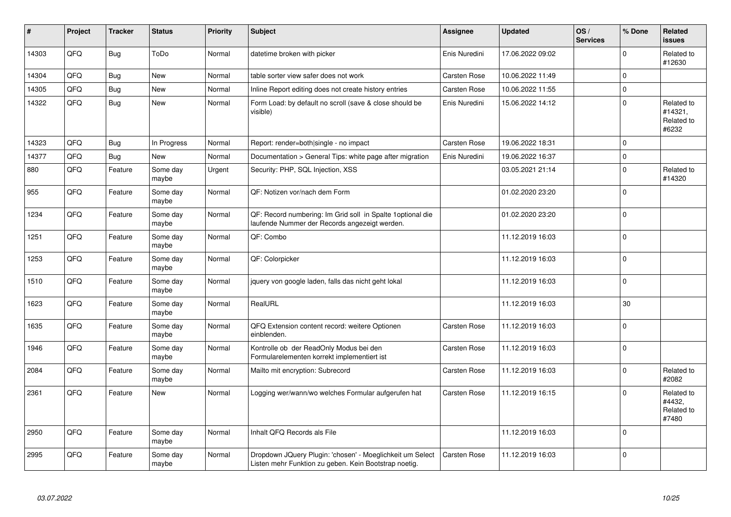| # | Project | Tracker | Status | Priority | Subject | Assignee | Updated | OS / Services | % Done | Related issues |
|---|---|---|---|---|---|---|---|---|---|---|
| 14303 | QFQ | Bug | ToDo | Normal | datetime broken with picker | Enis Nuredini | 17.06.2022 09:02 | | 0 | Related to #12630 |
| 14304 | QFQ | Bug | New | Normal | table sorter view safer does not work | Carsten Rose | 10.06.2022 11:49 | | 0 | |
| 14305 | QFQ | Bug | New | Normal | Inline Report editing does not create history entries | Carsten Rose | 10.06.2022 11:55 | | 0 | |
| 14322 | QFQ | Bug | New | Normal | Form Load: by default no scroll (save & close should be visible) | Enis Nuredini | 15.06.2022 14:12 | | 0 | Related to #14321, Related to #6232 |
| 14323 | QFQ | Bug | In Progress | Normal | Report: render=both\|single - no impact | Carsten Rose | 19.06.2022 18:31 | | 0 | |
| 14377 | QFQ | Bug | New | Normal | Documentation > General Tips: white page after migration | Enis Nuredini | 19.06.2022 16:37 | | 0 | |
| 880 | QFQ | Feature | Some day maybe | Urgent | Security: PHP, SQL Injection, XSS | | 03.05.2021 21:14 | | 0 | Related to #14320 |
| 955 | QFQ | Feature | Some day maybe | Normal | QF: Notizen vor/nach dem Form | | 01.02.2020 23:20 | | 0 | |
| 1234 | QFQ | Feature | Some day maybe | Normal | QF: Record numbering: Im Grid soll in Spalte 1optional die laufende Nummer der Records angezeigt werden. | | 01.02.2020 23:20 | | 0 | |
| 1251 | QFQ | Feature | Some day maybe | Normal | QF: Combo | | 11.12.2019 16:03 | | 0 | |
| 1253 | QFQ | Feature | Some day maybe | Normal | QF: Colorpicker | | 11.12.2019 16:03 | | 0 | |
| 1510 | QFQ | Feature | Some day maybe | Normal | jquery von google laden, falls das nicht geht lokal | | 11.12.2019 16:03 | | 0 | |
| 1623 | QFQ | Feature | Some day maybe | Normal | RealURL | | 11.12.2019 16:03 | | 30 | |
| 1635 | QFQ | Feature | Some day maybe | Normal | QFQ Extension content record: weitere Optionen einblenden. | Carsten Rose | 11.12.2019 16:03 | | 0 | |
| 1946 | QFQ | Feature | Some day maybe | Normal | Kontrolle ob der ReadOnly Modus bei den Formularelementen korrekt implementiert ist | Carsten Rose | 11.12.2019 16:03 | | 0 | |
| 2084 | QFQ | Feature | Some day maybe | Normal | Mailto mit encryption: Subrecord | Carsten Rose | 11.12.2019 16:03 | | 0 | Related to #2082 |
| 2361 | QFQ | Feature | New | Normal | Logging wer/wann/wo welches Formular aufgerufen hat | Carsten Rose | 11.12.2019 16:15 | | 0 | Related to #4432, Related to #7480 |
| 2950 | QFQ | Feature | Some day maybe | Normal | Inhalt QFQ Records als File | | 11.12.2019 16:03 | | 0 | |
| 2995 | QFQ | Feature | Some day maybe | Normal | Dropdown JQuery Plugin: 'chosen' - Moeglichkeit um Select Listen mehr Funktion zu geben. Kein Bootstrap noetig. | Carsten Rose | 11.12.2019 16:03 | | 0 | |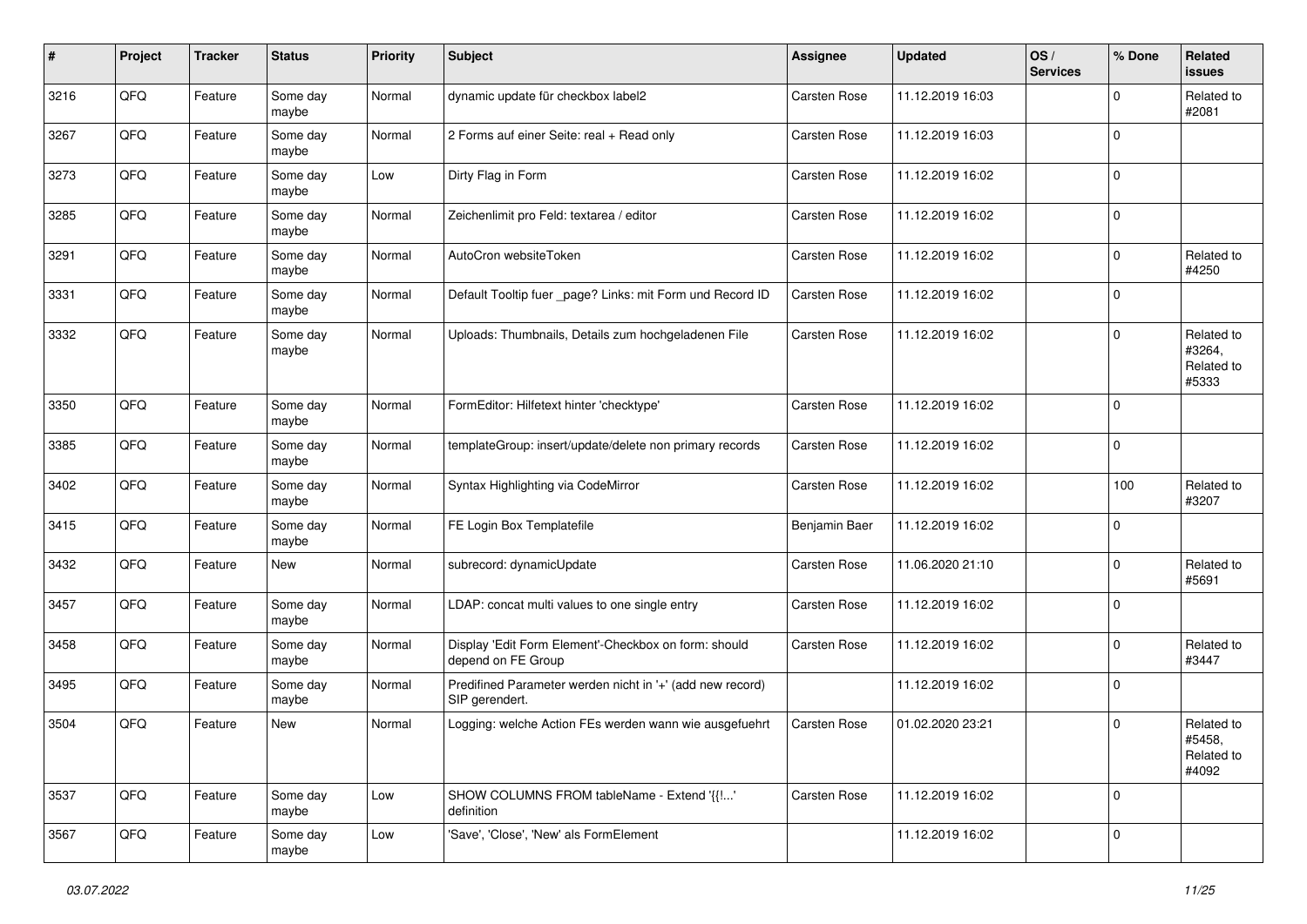| # | Project | Tracker | Status | Priority | Subject | Assignee | Updated | OS / Services | % Done | Related issues |
|---|---|---|---|---|---|---|---|---|---|---|
| 3216 | QFQ | Feature | Some day maybe | Normal | dynamic update für checkbox label2 | Carsten Rose | 11.12.2019 16:03 | | 0 | Related to #2081 |
| 3267 | QFQ | Feature | Some day maybe | Normal | 2 Forms auf einer Seite: real + Read only | Carsten Rose | 11.12.2019 16:03 | | 0 | |
| 3273 | QFQ | Feature | Some day maybe | Low | Dirty Flag in Form | Carsten Rose | 11.12.2019 16:02 | | 0 | |
| 3285 | QFQ | Feature | Some day maybe | Normal | Zeichenlimit pro Feld: textarea / editor | Carsten Rose | 11.12.2019 16:02 | | 0 | |
| 3291 | QFQ | Feature | Some day maybe | Normal | AutoCron websiteToken | Carsten Rose | 11.12.2019 16:02 | | 0 | Related to #4250 |
| 3331 | QFQ | Feature | Some day maybe | Normal | Default Tooltip fuer _page? Links: mit Form und Record ID | Carsten Rose | 11.12.2019 16:02 | | 0 | |
| 3332 | QFQ | Feature | Some day maybe | Normal | Uploads: Thumbnails, Details zum hochgeladenen File | Carsten Rose | 11.12.2019 16:02 | | 0 | Related to #3264, Related to #5333 |
| 3350 | QFQ | Feature | Some day maybe | Normal | FormEditor: Hilfetext hinter 'checktype' | Carsten Rose | 11.12.2019 16:02 | | 0 | |
| 3385 | QFQ | Feature | Some day maybe | Normal | templateGroup: insert/update/delete non primary records | Carsten Rose | 11.12.2019 16:02 | | 0 | |
| 3402 | QFQ | Feature | Some day maybe | Normal | Syntax Highlighting via CodeMirror | Carsten Rose | 11.12.2019 16:02 | | 100 | Related to #3207 |
| 3415 | QFQ | Feature | Some day maybe | Normal | FE Login Box Templatefile | Benjamin Baer | 11.12.2019 16:02 | | 0 | |
| 3432 | QFQ | Feature | New | Normal | subrecord: dynamicUpdate | Carsten Rose | 11.06.2020 21:10 | | 0 | Related to #5691 |
| 3457 | QFQ | Feature | Some day maybe | Normal | LDAP: concat multi values to one single entry | Carsten Rose | 11.12.2019 16:02 | | 0 | |
| 3458 | QFQ | Feature | Some day maybe | Normal | Display 'Edit Form Element'-Checkbox on form: should depend on FE Group | Carsten Rose | 11.12.2019 16:02 | | 0 | Related to #3447 |
| 3495 | QFQ | Feature | Some day maybe | Normal | Predifined Parameter werden nicht in '+' (add new record) SIP gerendert. | | 11.12.2019 16:02 | | 0 | |
| 3504 | QFQ | Feature | New | Normal | Logging: welche Action FEs werden wann wie ausgefuehrt | Carsten Rose | 01.02.2020 23:21 | | 0 | Related to #5458, Related to #4092 |
| 3537 | QFQ | Feature | Some day maybe | Low | SHOW COLUMNS FROM tableName - Extend '{{!...' definition | Carsten Rose | 11.12.2019 16:02 | | 0 | |
| 3567 | QFQ | Feature | Some day maybe | Low | 'Save', 'Close', 'New' als FormElement | | 11.12.2019 16:02 | | 0 | |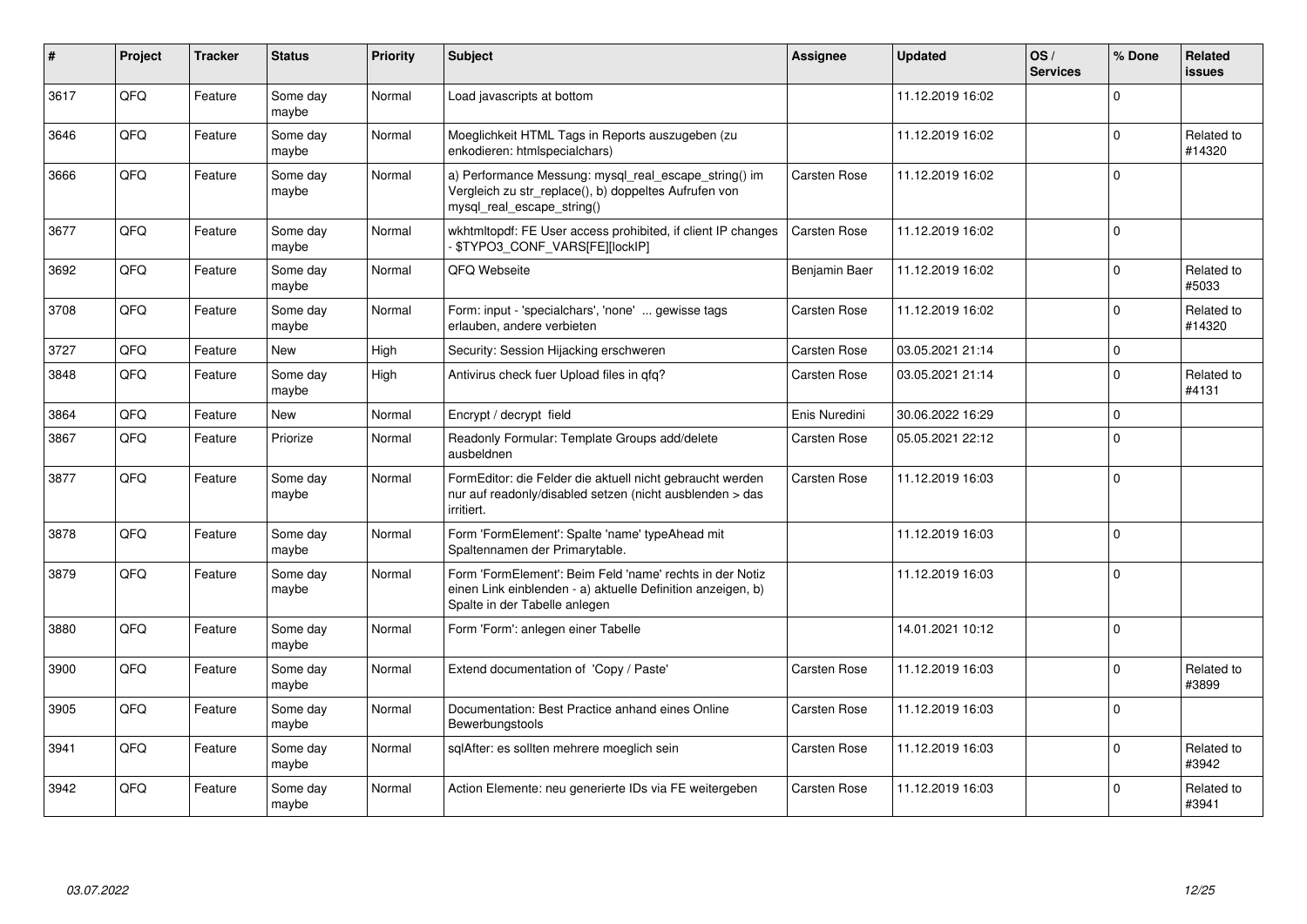| # | Project | Tracker | Status | Priority | Subject | Assignee | Updated | OS / Services | % Done | Related issues |
|---|---|---|---|---|---|---|---|---|---|---|
| 3617 | QFQ | Feature | Some day maybe | Normal | Load javascripts at bottom | | 11.12.2019 16:02 | | 0 | |
| 3646 | QFQ | Feature | Some day maybe | Normal | Moeglichkeit HTML Tags in Reports auszugeben (zu enkodieren: htmlspecialchars) | | 11.12.2019 16:02 | | 0 | Related to #14320 |
| 3666 | QFQ | Feature | Some day maybe | Normal | a) Performance Messung: mysql_real_escape_string() im Vergleich zu str_replace(), b) doppeltes Aufrufen von mysql_real_escape_string() | Carsten Rose | 11.12.2019 16:02 | | 0 | |
| 3677 | QFQ | Feature | Some day maybe | Normal | wkhtmltopdf: FE User access prohibited, if client IP changes - $TYPO3_CONF_VARS[FE][lockIP] | Carsten Rose | 11.12.2019 16:02 | | 0 | |
| 3692 | QFQ | Feature | Some day maybe | Normal | QFQ Webseite | Benjamin Baer | 11.12.2019 16:02 | | 0 | Related to #5033 |
| 3708 | QFQ | Feature | Some day maybe | Normal | Form: input - 'specialchars', 'none' ... gewisse tags erlauben, andere verbieten | Carsten Rose | 11.12.2019 16:02 | | 0 | Related to #14320 |
| 3727 | QFQ | Feature | New | High | Security: Session Hijacking erschweren | Carsten Rose | 03.05.2021 21:14 | | 0 | |
| 3848 | QFQ | Feature | Some day maybe | High | Antivirus check fuer Upload files in qfq? | Carsten Rose | 03.05.2021 21:14 | | 0 | Related to #4131 |
| 3864 | QFQ | Feature | New | Normal | Encrypt / decrypt field | Enis Nuredini | 30.06.2022 16:29 | | 0 | |
| 3867 | QFQ | Feature | Priorize | Normal | Readonly Formular: Template Groups add/delete ausbeldnen | Carsten Rose | 05.05.2021 22:12 | | 0 | |
| 3877 | QFQ | Feature | Some day maybe | Normal | FormEditor: die Felder die aktuell nicht gebraucht werden nur auf readonly/disabled setzen (nicht ausblenden > das irritiert. | Carsten Rose | 11.12.2019 16:03 | | 0 | |
| 3878 | QFQ | Feature | Some day maybe | Normal | Form 'FormElement': Spalte 'name' typeAhead mit Spaltennamen der Primarytable. | | 11.12.2019 16:03 | | 0 | |
| 3879 | QFQ | Feature | Some day maybe | Normal | Form 'FormElement': Beim Feld 'name' rechts in der Notiz einen Link einblenden - a) aktuelle Definition anzeigen, b) Spalte in der Tabelle anlegen | | 11.12.2019 16:03 | | 0 | |
| 3880 | QFQ | Feature | Some day maybe | Normal | Form 'Form': anlegen einer Tabelle | | 14.01.2021 10:12 | | 0 | |
| 3900 | QFQ | Feature | Some day maybe | Normal | Extend documentation of 'Copy / Paste' | Carsten Rose | 11.12.2019 16:03 | | 0 | Related to #3899 |
| 3905 | QFQ | Feature | Some day maybe | Normal | Documentation: Best Practice anhand eines Online Bewerbungstools | Carsten Rose | 11.12.2019 16:03 | | 0 | |
| 3941 | QFQ | Feature | Some day maybe | Normal | sqlAfter: es sollten mehrere moeglich sein | Carsten Rose | 11.12.2019 16:03 | | 0 | Related to #3942 |
| 3942 | QFQ | Feature | Some day maybe | Normal | Action Elemente: neu generierte IDs via FE weitergeben | Carsten Rose | 11.12.2019 16:03 | | 0 | Related to #3941 |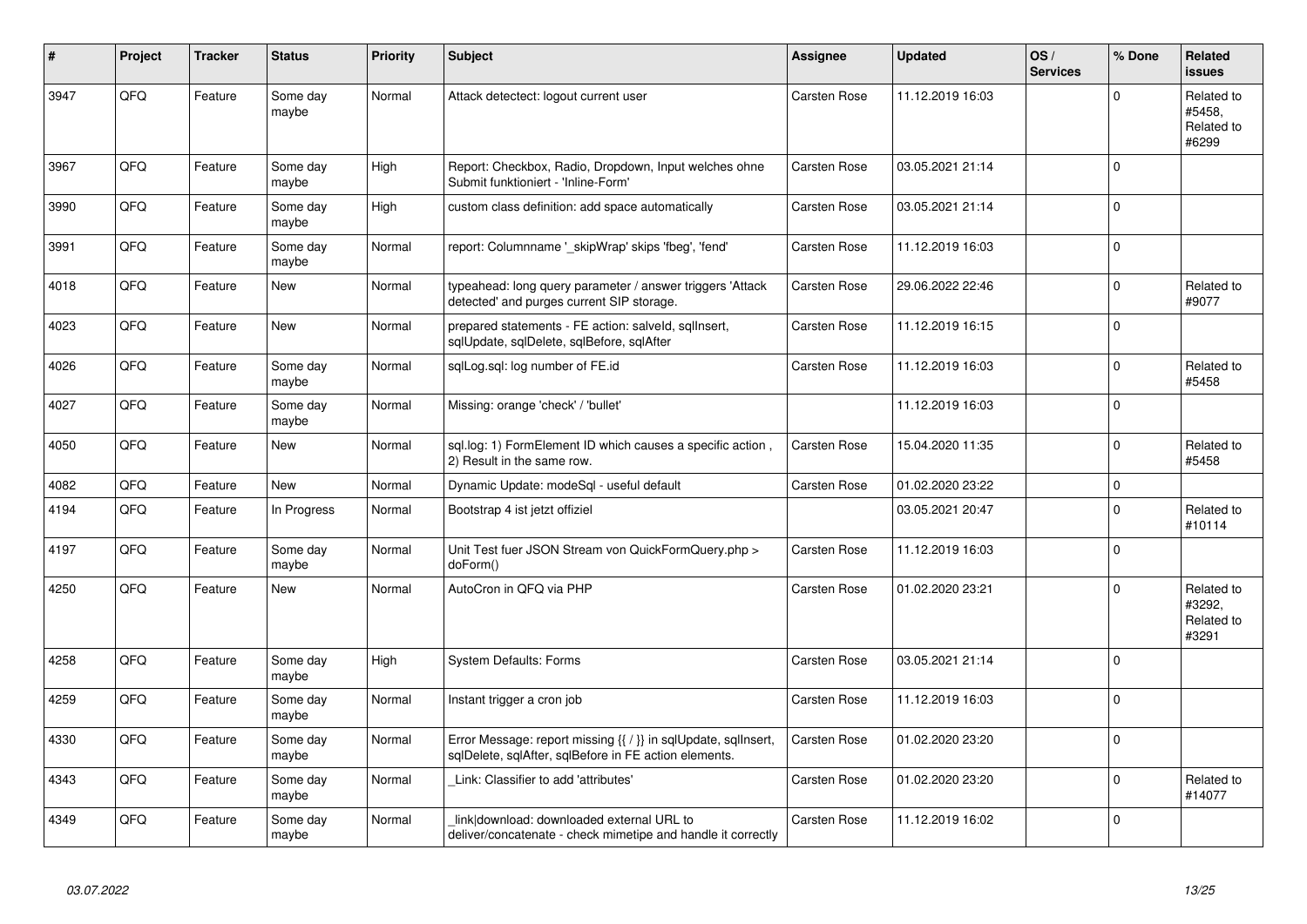| # | Project | Tracker | Status | Priority | Subject | Assignee | Updated | OS / Services | % Done | Related issues |
|---|---|---|---|---|---|---|---|---|---|---|
| 3947 | QFQ | Feature | Some day maybe | Normal | Attack detectect: logout current user | Carsten Rose | 11.12.2019 16:03 | | 0 | Related to #5458, Related to #6299 |
| 3967 | QFQ | Feature | Some day maybe | High | Report: Checkbox, Radio, Dropdown, Input welches ohne Submit funktioniert - 'Inline-Form' | Carsten Rose | 03.05.2021 21:14 | | 0 | |
| 3990 | QFQ | Feature | Some day maybe | High | custom class definition: add space automatically | Carsten Rose | 03.05.2021 21:14 | | 0 | |
| 3991 | QFQ | Feature | Some day maybe | Normal | report: Columnname '_skipWrap' skips 'fbeg', 'fend' | Carsten Rose | 11.12.2019 16:03 | | 0 | |
| 4018 | QFQ | Feature | New | Normal | typeahead: long query parameter / answer triggers 'Attack detected' and purges current SIP storage. | Carsten Rose | 29.06.2022 22:46 | | 0 | Related to #9077 |
| 4023 | QFQ | Feature | New | Normal | prepared statements - FE action: salveId, sqlInsert, sqlUpdate, sqlDelete, sqlBefore, sqlAfter | Carsten Rose | 11.12.2019 16:15 | | 0 | |
| 4026 | QFQ | Feature | Some day maybe | Normal | sqlLog.sql: log number of FE.id | Carsten Rose | 11.12.2019 16:03 | | 0 | Related to #5458 |
| 4027 | QFQ | Feature | Some day maybe | Normal | Missing: orange 'check' / 'bullet' | | 11.12.2019 16:03 | | 0 | |
| 4050 | QFQ | Feature | New | Normal | sql.log: 1) FormElement ID which causes a specific action , 2) Result in the same row. | Carsten Rose | 15.04.2020 11:35 | | 0 | Related to #5458 |
| 4082 | QFQ | Feature | New | Normal | Dynamic Update: modeSql - useful default | Carsten Rose | 01.02.2020 23:22 | | 0 | |
| 4194 | QFQ | Feature | In Progress | Normal | Bootstrap 4 ist jetzt offiziel | | 03.05.2021 20:47 | | 0 | Related to #10114 |
| 4197 | QFQ | Feature | Some day maybe | Normal | Unit Test fuer JSON Stream von QuickFormQuery.php > doForm() | Carsten Rose | 11.12.2019 16:03 | | 0 | |
| 4250 | QFQ | Feature | New | Normal | AutoCron in QFQ via PHP | Carsten Rose | 01.02.2020 23:21 | | 0 | Related to #3292, Related to #3291 |
| 4258 | QFQ | Feature | Some day maybe | High | System Defaults: Forms | Carsten Rose | 03.05.2021 21:14 | | 0 | |
| 4259 | QFQ | Feature | Some day maybe | Normal | Instant trigger a cron job | Carsten Rose | 11.12.2019 16:03 | | 0 | |
| 4330 | QFQ | Feature | Some day maybe | Normal | Error Message: report missing {{ / }} in sqlUpdate, sqlInsert, sqlDelete, sqlAfter, sqlBefore in FE action elements. | Carsten Rose | 01.02.2020 23:20 | | 0 | |
| 4343 | QFQ | Feature | Some day maybe | Normal | _Link: Classifier to add 'attributes' | Carsten Rose | 01.02.2020 23:20 | | 0 | Related to #14077 |
| 4349 | QFQ | Feature | Some day maybe | Normal | _link\|download: downloaded external URL to deliver/concatenate - check mimetipe and handle it correctly | Carsten Rose | 11.12.2019 16:02 | | 0 | |

03.07.2022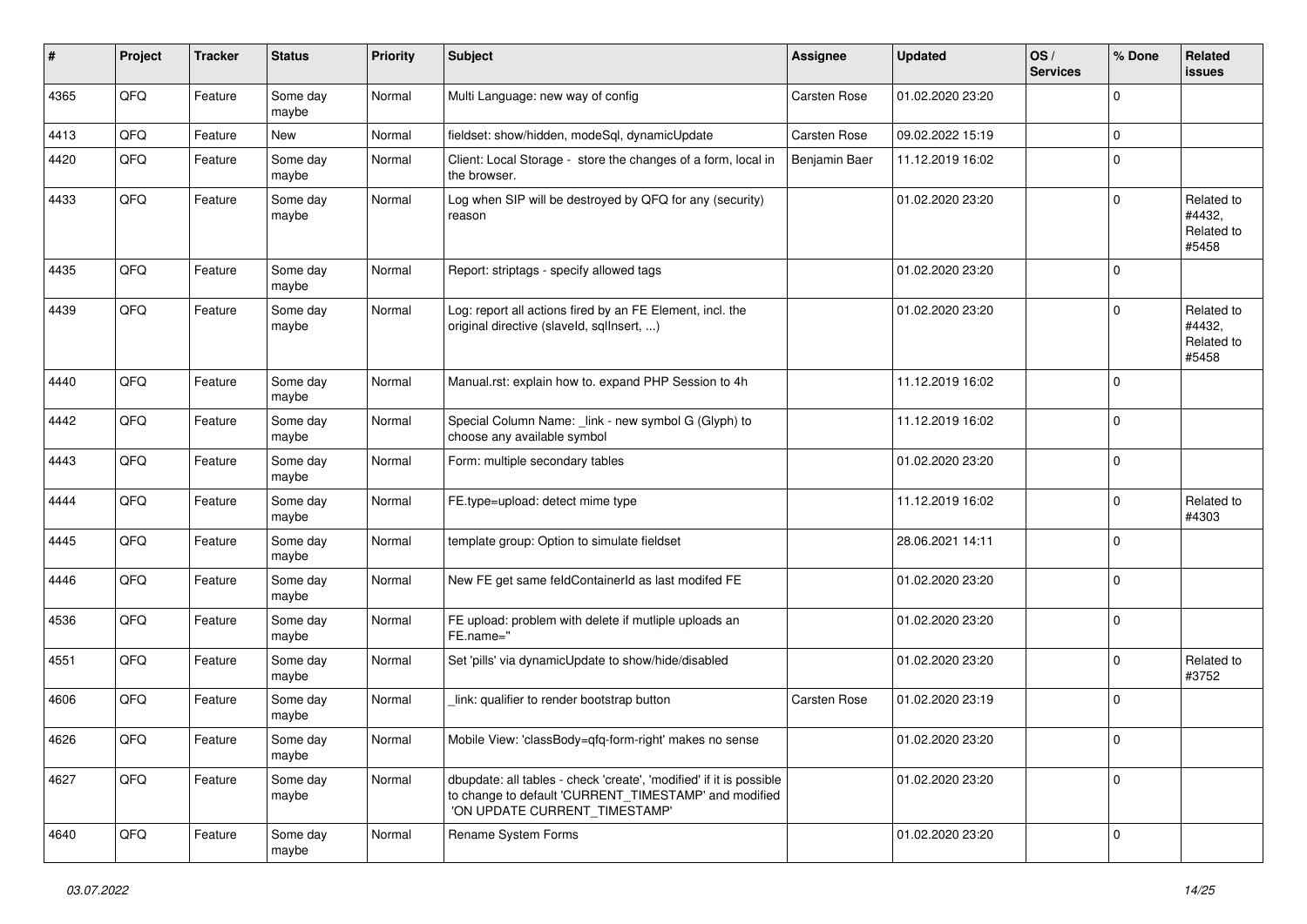| # | Project | Tracker | Status | Priority | Subject | Assignee | Updated | OS / Services | % Done | Related issues |
|---|---|---|---|---|---|---|---|---|---|---|
| 4365 | QFQ | Feature | Some day maybe | Normal | Multi Language: new way of config | Carsten Rose | 01.02.2020 23:20 | | 0 | |
| 4413 | QFQ | Feature | New | Normal | fieldset: show/hidden, modeSql, dynamicUpdate | Carsten Rose | 09.02.2022 15:19 | | 0 | |
| 4420 | QFQ | Feature | Some day maybe | Normal | Client: Local Storage - store the changes of a form, local in the browser. | Benjamin Baer | 11.12.2019 16:02 | | 0 | |
| 4433 | QFQ | Feature | Some day maybe | Normal | Log when SIP will be destroyed by QFQ for any (security) reason | | 01.02.2020 23:20 | | 0 | Related to #4432, Related to #5458 |
| 4435 | QFQ | Feature | Some day maybe | Normal | Report: striptags - specify allowed tags | | 01.02.2020 23:20 | | 0 | |
| 4439 | QFQ | Feature | Some day maybe | Normal | Log: report all actions fired by an FE Element, incl. the original directive (slaveId, sqlInsert, ...) | | 01.02.2020 23:20 | | 0 | Related to #4432, Related to #5458 |
| 4440 | QFQ | Feature | Some day maybe | Normal | Manual.rst: explain how to. expand PHP Session to 4h | | 11.12.2019 16:02 | | 0 | |
| 4442 | QFQ | Feature | Some day maybe | Normal | Special Column Name: _link - new symbol G (Glyph) to choose any available symbol | | 11.12.2019 16:02 | | 0 | |
| 4443 | QFQ | Feature | Some day maybe | Normal | Form: multiple secondary tables | | 01.02.2020 23:20 | | 0 | |
| 4444 | QFQ | Feature | Some day maybe | Normal | FE.type=upload: detect mime type | | 11.12.2019 16:02 | | 0 | Related to #4303 |
| 4445 | QFQ | Feature | Some day maybe | Normal | template group: Option to simulate fieldset | | 28.06.2021 14:11 | | 0 | |
| 4446 | QFQ | Feature | Some day maybe | Normal | New FE get same feldContainerId as last modifed FE | | 01.02.2020 23:20 | | 0 | |
| 4536 | QFQ | Feature | Some day maybe | Normal | FE upload: problem with delete if mutliple uploads an FE.name=" | | 01.02.2020 23:20 | | 0 | |
| 4551 | QFQ | Feature | Some day maybe | Normal | Set 'pills' via dynamicUpdate to show/hide/disabled | | 01.02.2020 23:20 | | 0 | Related to #3752 |
| 4606 | QFQ | Feature | Some day maybe | Normal | _link: qualifier to render bootstrap button | Carsten Rose | 01.02.2020 23:19 | | 0 | |
| 4626 | QFQ | Feature | Some day maybe | Normal | Mobile View: 'classBody=qfq-form-right' makes no sense | | 01.02.2020 23:20 | | 0 | |
| 4627 | QFQ | Feature | Some day maybe | Normal | dbupdate: all tables - check 'create', 'modified' if it is possible to change to default 'CURRENT_TIMESTAMP' and modified 'ON UPDATE CURRENT_TIMESTAMP' | | 01.02.2020 23:20 | | 0 | |
| 4640 | QFQ | Feature | Some day maybe | Normal | Rename System Forms | | 01.02.2020 23:20 | | 0 | |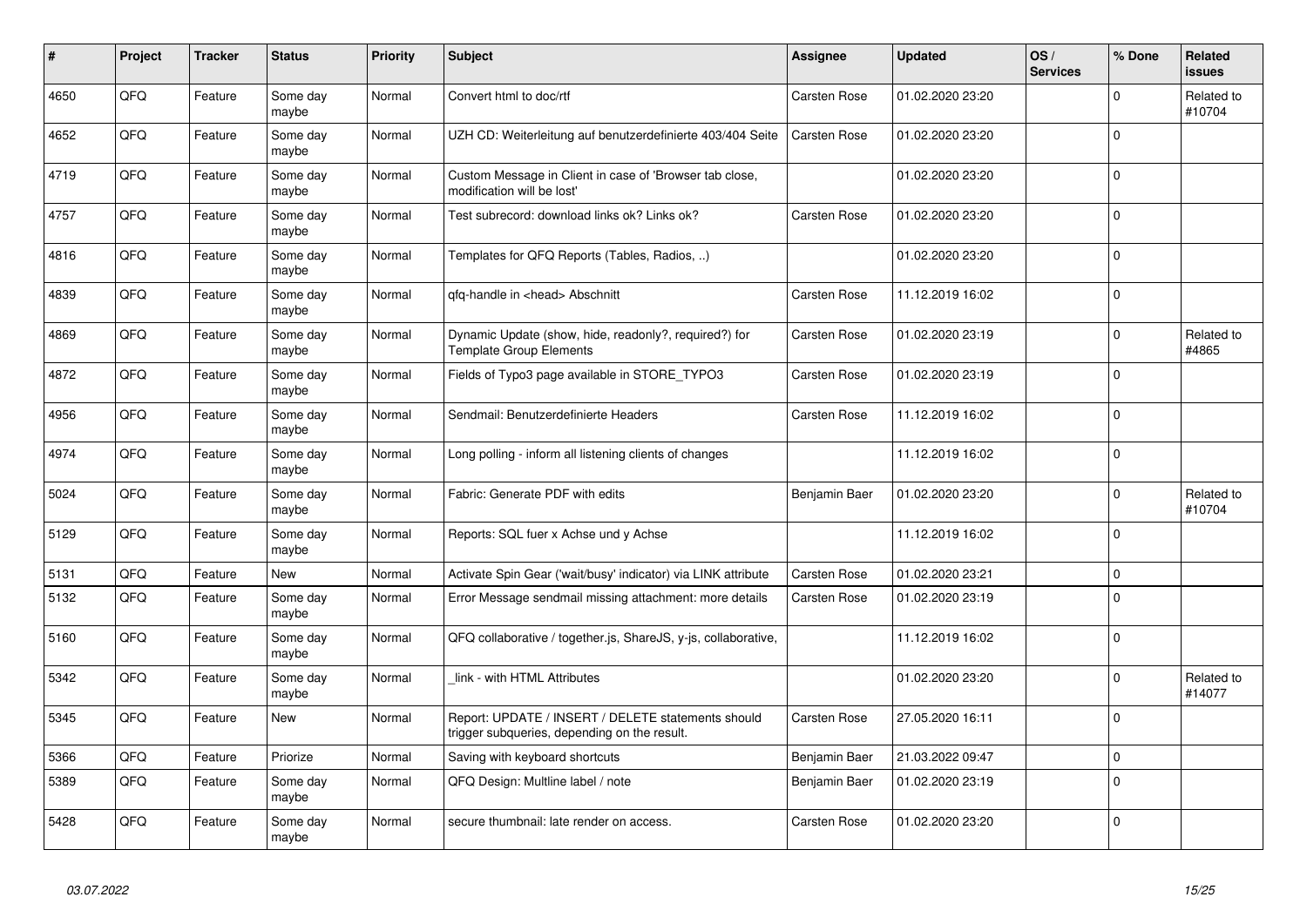| # | Project | Tracker | Status | Priority | Subject | Assignee | Updated | OS / Services | % Done | Related issues |
|---|---|---|---|---|---|---|---|---|---|---|
| 4650 | QFQ | Feature | Some day maybe | Normal | Convert html to doc/rtf | Carsten Rose | 01.02.2020 23:20 | | 0 | Related to #10704 |
| 4652 | QFQ | Feature | Some day maybe | Normal | UZH CD: Weiterleitung auf benutzerdefinierte 403/404 Seite | Carsten Rose | 01.02.2020 23:20 | | 0 | |
| 4719 | QFQ | Feature | Some day maybe | Normal | Custom Message in Client in case of 'Browser tab close, modification will be lost' | | 01.02.2020 23:20 | | 0 | |
| 4757 | QFQ | Feature | Some day maybe | Normal | Test subrecord: download links ok? Links ok? | Carsten Rose | 01.02.2020 23:20 | | 0 | |
| 4816 | QFQ | Feature | Some day maybe | Normal | Templates for QFQ Reports (Tables, Radios, ..) | | 01.02.2020 23:20 | | 0 | |
| 4839 | QFQ | Feature | Some day maybe | Normal | qfq-handle in <head> Abschnitt | Carsten Rose | 11.12.2019 16:02 | | 0 | |
| 4869 | QFQ | Feature | Some day maybe | Normal | Dynamic Update (show, hide, readonly?, required?) for Template Group Elements | Carsten Rose | 01.02.2020 23:19 | | 0 | Related to #4865 |
| 4872 | QFQ | Feature | Some day maybe | Normal | Fields of Typo3 page available in STORE_TYPO3 | Carsten Rose | 01.02.2020 23:19 | | 0 | |
| 4956 | QFQ | Feature | Some day maybe | Normal | Sendmail: Benutzerdefinierte Headers | Carsten Rose | 11.12.2019 16:02 | | 0 | |
| 4974 | QFQ | Feature | Some day maybe | Normal | Long polling - inform all listening clients of changes | | 11.12.2019 16:02 | | 0 | |
| 5024 | QFQ | Feature | Some day maybe | Normal | Fabric: Generate PDF with edits | Benjamin Baer | 01.02.2020 23:20 | | 0 | Related to #10704 |
| 5129 | QFQ | Feature | Some day maybe | Normal | Reports: SQL fuer x Achse und y Achse | | 11.12.2019 16:02 | | 0 | |
| 5131 | QFQ | Feature | New | Normal | Activate Spin Gear ('wait/busy' indicator) via LINK attribute | Carsten Rose | 01.02.2020 23:21 | | 0 | |
| 5132 | QFQ | Feature | Some day maybe | Normal | Error Message sendmail missing attachment: more details | Carsten Rose | 01.02.2020 23:19 | | 0 | |
| 5160 | QFQ | Feature | Some day maybe | Normal | QFQ collaborative / together.js, ShareJS, y-js, collaborative, | | 11.12.2019 16:02 | | 0 | |
| 5342 | QFQ | Feature | Some day maybe | Normal | _link - with HTML Attributes | | 01.02.2020 23:20 | | 0 | Related to #14077 |
| 5345 | QFQ | Feature | New | Normal | Report: UPDATE / INSERT / DELETE statements should trigger subqueries, depending on the result. | Carsten Rose | 27.05.2020 16:11 | | 0 | |
| 5366 | QFQ | Feature | Priorize | Normal | Saving with keyboard shortcuts | Benjamin Baer | 21.03.2022 09:47 | | 0 | |
| 5389 | QFQ | Feature | Some day maybe | Normal | QFQ Design: Multline label / note | Benjamin Baer | 01.02.2020 23:19 | | 0 | |
| 5428 | QFQ | Feature | Some day maybe | Normal | secure thumbnail: late render on access. | Carsten Rose | 01.02.2020 23:20 | | 0 | |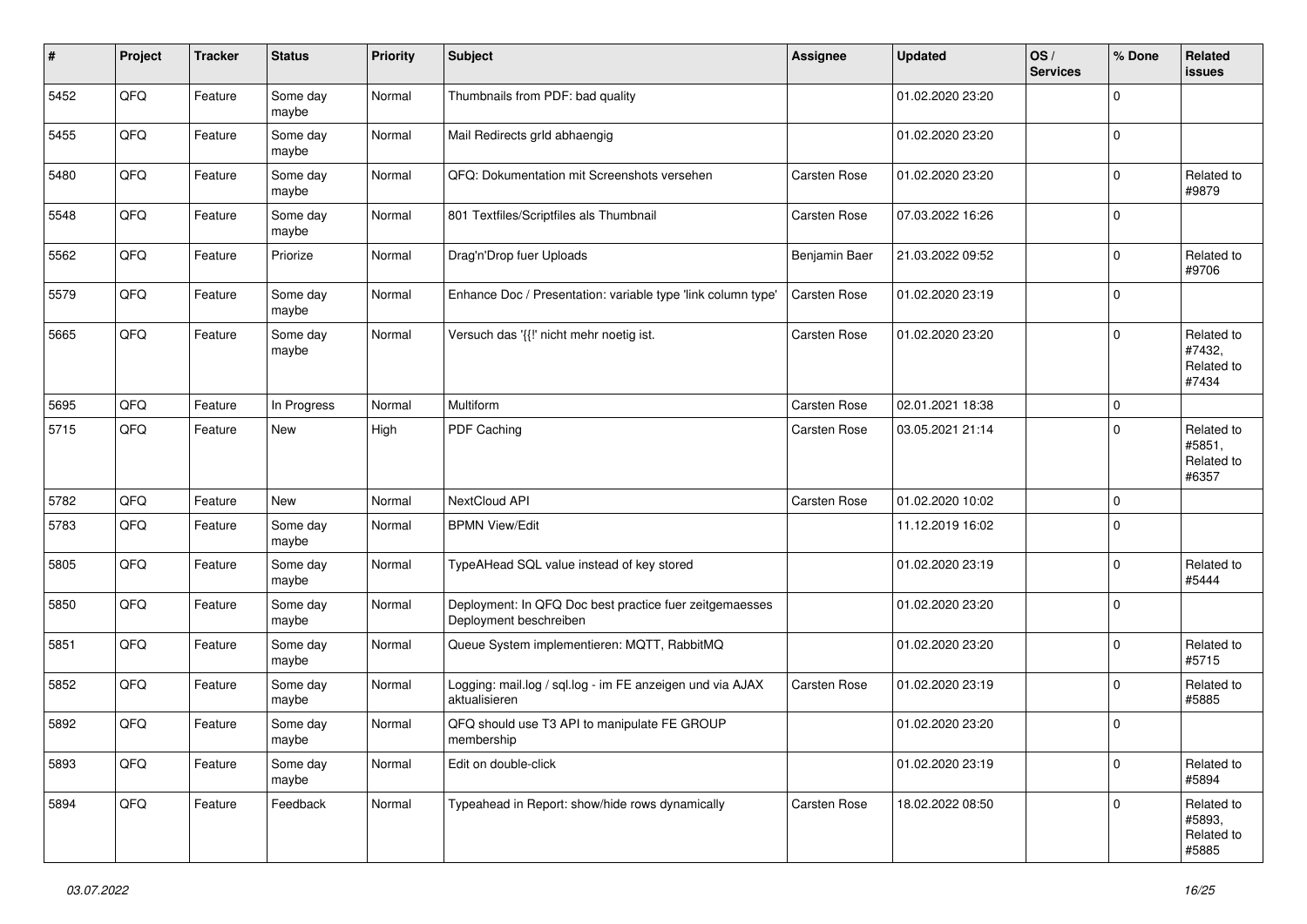| # | Project | Tracker | Status | Priority | Subject | Assignee | Updated | OS / Services | % Done | Related issues |
|---|---|---|---|---|---|---|---|---|---|---|
| 5452 | QFQ | Feature | Some day maybe | Normal | Thumbnails from PDF: bad quality | | 01.02.2020 23:20 | | 0 | |
| 5455 | QFQ | Feature | Some day maybe | Normal | Mail Redirects grId abhaengig | | 01.02.2020 23:20 | | 0 | |
| 5480 | QFQ | Feature | Some day maybe | Normal | QFQ: Dokumentation mit Screenshots versehen | Carsten Rose | 01.02.2020 23:20 | | 0 | Related to #9879 |
| 5548 | QFQ | Feature | Some day maybe | Normal | 801 Textfiles/Scriptfiles als Thumbnail | Carsten Rose | 07.03.2022 16:26 | | 0 | |
| 5562 | QFQ | Feature | Priorize | Normal | Drag'n'Drop fuer Uploads | Benjamin Baer | 21.03.2022 09:52 | | 0 | Related to #9706 |
| 5579 | QFQ | Feature | Some day maybe | Normal | Enhance Doc / Presentation: variable type 'link column type' | Carsten Rose | 01.02.2020 23:19 | | 0 | |
| 5665 | QFQ | Feature | Some day maybe | Normal | Versuch das '{{!' nicht mehr noetig ist. | Carsten Rose | 01.02.2020 23:20 | | 0 | Related to #7432, Related to #7434 |
| 5695 | QFQ | Feature | In Progress | Normal | Multiform | Carsten Rose | 02.01.2021 18:38 | | 0 | |
| 5715 | QFQ | Feature | New | High | PDF Caching | Carsten Rose | 03.05.2021 21:14 | | 0 | Related to #5851, Related to #6357 |
| 5782 | QFQ | Feature | New | Normal | NextCloud API | Carsten Rose | 01.02.2020 10:02 | | 0 | |
| 5783 | QFQ | Feature | Some day maybe | Normal | BPMN View/Edit | | 11.12.2019 16:02 | | 0 | |
| 5805 | QFQ | Feature | Some day maybe | Normal | TypeAHead SQL value instead of key stored | | 01.02.2020 23:19 | | 0 | Related to #5444 |
| 5850 | QFQ | Feature | Some day maybe | Normal | Deployment: In QFQ Doc best practice fuer zeitgemaesses Deployment beschreiben | | 01.02.2020 23:20 | | 0 | |
| 5851 | QFQ | Feature | Some day maybe | Normal | Queue System implementieren: MQTT, RabbitMQ | | 01.02.2020 23:20 | | 0 | Related to #5715 |
| 5852 | QFQ | Feature | Some day maybe | Normal | Logging: mail.log / sql.log - im FE anzeigen und via AJAX aktualisieren | Carsten Rose | 01.02.2020 23:19 | | 0 | Related to #5885 |
| 5892 | QFQ | Feature | Some day maybe | Normal | QFQ should use T3 API to manipulate FE GROUP membership | | 01.02.2020 23:20 | | 0 | |
| 5893 | QFQ | Feature | Some day maybe | Normal | Edit on double-click | | 01.02.2020 23:19 | | 0 | Related to #5894 |
| 5894 | QFQ | Feature | Feedback | Normal | Typeahead in Report: show/hide rows dynamically | Carsten Rose | 18.02.2022 08:50 | | 0 | Related to #5893, Related to #5885 |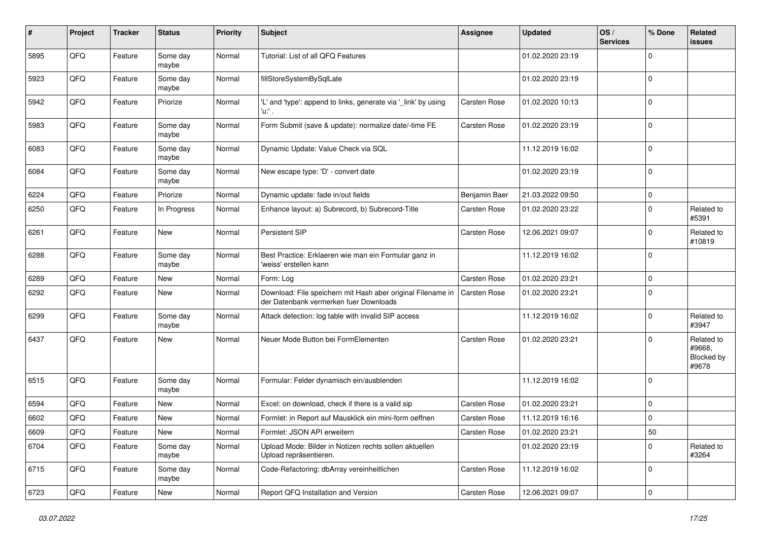| # | Project | Tracker | Status | Priority | Subject | Assignee | Updated | OS / Services | % Done | Related issues |
|---|---|---|---|---|---|---|---|---|---|---|
| 5895 | QFQ | Feature | Some day maybe | Normal | Tutorial: List of all QFQ Features | | 01.02.2020 23:19 | | 0 | |
| 5923 | QFQ | Feature | Some day maybe | Normal | fillStoreSystemBySqlLate | | 01.02.2020 23:19 | | 0 | |
| 5942 | QFQ | Feature | Priorize | Normal | 'L' and 'type': append to links, generate via '_link' by using 'u:' . | Carsten Rose | 01.02.2020 10:13 | | 0 | |
| 5983 | QFQ | Feature | Some day maybe | Normal | Form Submit (save & update): normalize date/-time FE | Carsten Rose | 01.02.2020 23:19 | | 0 | |
| 6083 | QFQ | Feature | Some day maybe | Normal | Dynamic Update: Value Check via SQL | | 11.12.2019 16:02 | | 0 | |
| 6084 | QFQ | Feature | Some day maybe | Normal | New escape type: 'D' - convert date | | 01.02.2020 23:19 | | 0 | |
| 6224 | QFQ | Feature | Priorize | Normal | Dynamic update: fade in/out fields | Benjamin Baer | 21.03.2022 09:50 | | 0 | |
| 6250 | QFQ | Feature | In Progress | Normal | Enhance layout: a) Subrecord, b) Subrecord-Title | Carsten Rose | 01.02.2020 23:22 | | 0 | Related to #5391 |
| 6261 | QFQ | Feature | New | Normal | Persistent SIP | Carsten Rose | 12.06.2021 09:07 | | 0 | Related to #10819 |
| 6288 | QFQ | Feature | Some day maybe | Normal | Best Practice: Erklaeren wie man ein Formular ganz in 'weiss' erstellen kann | | 11.12.2019 16:02 | | 0 | |
| 6289 | QFQ | Feature | New | Normal | Form: Log | Carsten Rose | 01.02.2020 23:21 | | 0 | |
| 6292 | QFQ | Feature | New | Normal | Download: File speichern mit Hash aber original Filename in der Datenbank vermerken fuer Downloads | Carsten Rose | 01.02.2020 23:21 | | 0 | |
| 6299 | QFQ | Feature | Some day maybe | Normal | Attack detection: log table with invalid SIP access | | 11.12.2019 16:02 | | 0 | Related to #3947 |
| 6437 | QFQ | Feature | New | Normal | Neuer Mode Button bei FormElementen | Carsten Rose | 01.02.2020 23:21 | | 0 | Related to #9668, Blocked by #9678 |
| 6515 | QFQ | Feature | Some day maybe | Normal | Formular: Felder dynamisch ein/ausblenden | | 11.12.2019 16:02 | | 0 | |
| 6594 | QFQ | Feature | New | Normal | Excel: on download, check if there is a valid sip | Carsten Rose | 01.02.2020 23:21 | | 0 | |
| 6602 | QFQ | Feature | New | Normal | Formlet: in Report auf Mausklick ein mini-form oeffnen | Carsten Rose | 11.12.2019 16:16 | | 0 | |
| 6609 | QFQ | Feature | New | Normal | Formlet: JSON API erweitern | Carsten Rose | 01.02.2020 23:21 | | 50 | |
| 6704 | QFQ | Feature | Some day maybe | Normal | Upload Mode: Bilder in Notizen rechts sollen aktuellen Upload repräsentieren. | | 01.02.2020 23:19 | | 0 | Related to #3264 |
| 6715 | QFQ | Feature | Some day maybe | Normal | Code-Refactoring: dbArray vereinheitlichen | Carsten Rose | 11.12.2019 16:02 | | 0 | |
| 6723 | QFQ | Feature | New | Normal | Report QFQ Installation and Version | Carsten Rose | 12.06.2021 09:07 | | 0 | |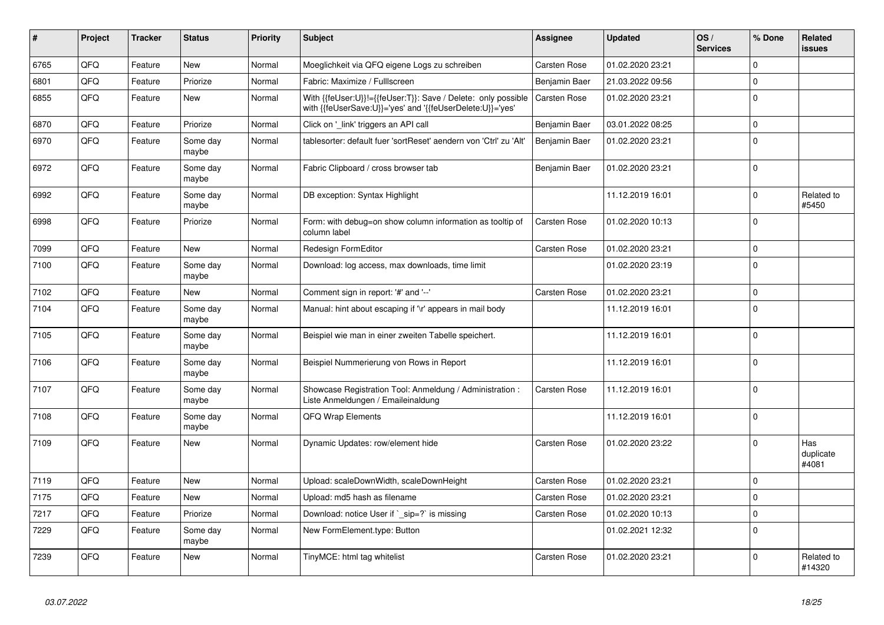| # | Project | Tracker | Status | Priority | Subject | Assignee | Updated | OS / Services | % Done | Related issues |
|---|---|---|---|---|---|---|---|---|---|---|
| 6765 | QFQ | Feature | New | Normal | Moeglichkeit via QFQ eigene Logs zu schreiben | Carsten Rose | 01.02.2020 23:21 | | 0 | |
| 6801 | QFQ | Feature | Priorize | Normal | Fabric: Maximize / Fulllscreen | Benjamin Baer | 21.03.2022 09:56 | | 0 | |
| 6855 | QFQ | Feature | New | Normal | With {{feUser:U}}!={{feUser:T}}: Save / Delete: only possible with {{feUserSave:U}}='yes' and '{{feUserDelete:U}}='yes' | Carsten Rose | 01.02.2020 23:21 | | 0 | |
| 6870 | QFQ | Feature | Priorize | Normal | Click on '_link' triggers an API call | Benjamin Baer | 03.01.2022 08:25 | | 0 | |
| 6970 | QFQ | Feature | Some day maybe | Normal | tablesorter: default fuer 'sortReset' aendern von 'Ctrl' zu 'Alt' | Benjamin Baer | 01.02.2020 23:21 | | 0 | |
| 6972 | QFQ | Feature | Some day maybe | Normal | Fabric Clipboard / cross browser tab | Benjamin Baer | 01.02.2020 23:21 | | 0 | |
| 6992 | QFQ | Feature | Some day maybe | Normal | DB exception: Syntax Highlight | | 11.12.2019 16:01 | | 0 | Related to #5450 |
| 6998 | QFQ | Feature | Priorize | Normal | Form: with debug=on show column information as tooltip of column label | Carsten Rose | 01.02.2020 10:13 | | 0 | |
| 7099 | QFQ | Feature | New | Normal | Redesign FormEditor | Carsten Rose | 01.02.2020 23:21 | | 0 | |
| 7100 | QFQ | Feature | Some day maybe | Normal | Download: log access, max downloads, time limit | | 01.02.2020 23:19 | | 0 | |
| 7102 | QFQ | Feature | New | Normal | Comment sign in report: '#' and '--' | Carsten Rose | 01.02.2020 23:21 | | 0 | |
| 7104 | QFQ | Feature | Some day maybe | Normal | Manual: hint about escaping if '\r' appears in mail body | | 11.12.2019 16:01 | | 0 | |
| 7105 | QFQ | Feature | Some day maybe | Normal | Beispiel wie man in einer zweiten Tabelle speichert. | | 11.12.2019 16:01 | | 0 | |
| 7106 | QFQ | Feature | Some day maybe | Normal | Beispiel Nummerierung von Rows in Report | | 11.12.2019 16:01 | | 0 | |
| 7107 | QFQ | Feature | Some day maybe | Normal | Showcase Registration Tool: Anmeldung / Administration : Liste Anmeldungen / Emaileinaldung | Carsten Rose | 11.12.2019 16:01 | | 0 | |
| 7108 | QFQ | Feature | Some day maybe | Normal | QFQ Wrap Elements | | 11.12.2019 16:01 | | 0 | |
| 7109 | QFQ | Feature | New | Normal | Dynamic Updates: row/element hide | Carsten Rose | 01.02.2020 23:22 | | 0 | Has duplicate #4081 |
| 7119 | QFQ | Feature | New | Normal | Upload: scaleDownWidth, scaleDownHeight | Carsten Rose | 01.02.2020 23:21 | | 0 | |
| 7175 | QFQ | Feature | New | Normal | Upload: md5 hash as filename | Carsten Rose | 01.02.2020 23:21 | | 0 | |
| 7217 | QFQ | Feature | Priorize | Normal | Download: notice User if `_sip=?` is missing | Carsten Rose | 01.02.2020 10:13 | | 0 | |
| 7229 | QFQ | Feature | Some day maybe | Normal | New FormElement.type: Button | | 01.02.2021 12:32 | | 0 | |
| 7239 | QFQ | Feature | New | Normal | TinyMCE: html tag whitelist | Carsten Rose | 01.02.2020 23:21 | | 0 | Related to #14320 |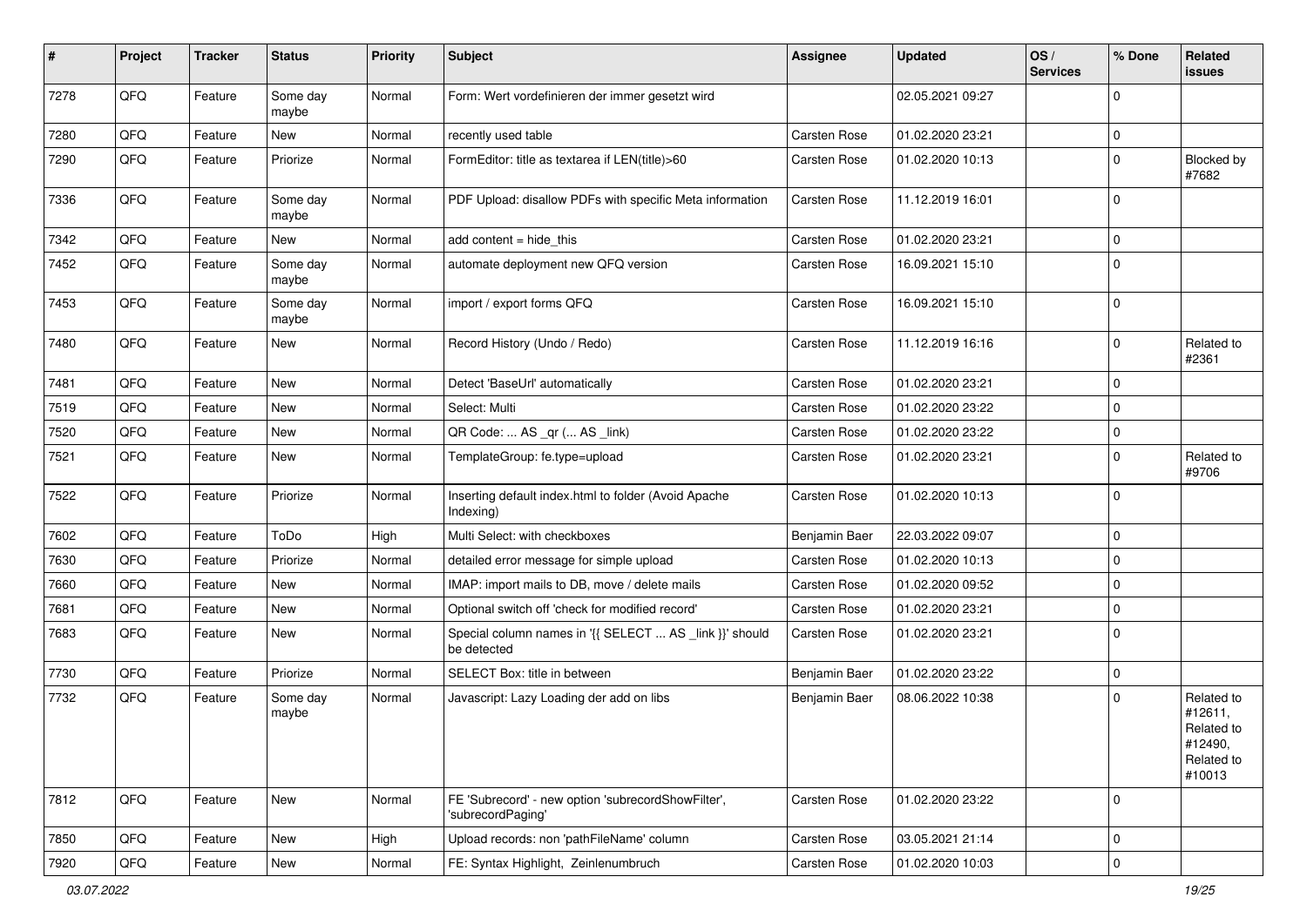| # | Project | Tracker | Status | Priority | Subject | Assignee | Updated | OS / Services | % Done | Related issues |
|---|---|---|---|---|---|---|---|---|---|---|
| 7278 | QFQ | Feature | Some day maybe | Normal | Form: Wert vordefinieren der immer gesetzt wird | | 02.05.2021 09:27 | | 0 | |
| 7280 | QFQ | Feature | New | Normal | recently used table | Carsten Rose | 01.02.2020 23:21 | | 0 | |
| 7290 | QFQ | Feature | Priorize | Normal | FormEditor: title as textarea if LEN(title)>60 | Carsten Rose | 01.02.2020 10:13 | | 0 | Blocked by #7682 |
| 7336 | QFQ | Feature | Some day maybe | Normal | PDF Upload: disallow PDFs with specific Meta information | Carsten Rose | 11.12.2019 16:01 | | 0 | |
| 7342 | QFQ | Feature | New | Normal | add content = hide_this | Carsten Rose | 01.02.2020 23:21 | | 0 | |
| 7452 | QFQ | Feature | Some day maybe | Normal | automate deployment new QFQ version | Carsten Rose | 16.09.2021 15:10 | | 0 | |
| 7453 | QFQ | Feature | Some day maybe | Normal | import / export forms QFQ | Carsten Rose | 16.09.2021 15:10 | | 0 | |
| 7480 | QFQ | Feature | New | Normal | Record History (Undo / Redo) | Carsten Rose | 11.12.2019 16:16 | | 0 | Related to #2361 |
| 7481 | QFQ | Feature | New | Normal | Detect 'BaseUrl' automatically | Carsten Rose | 01.02.2020 23:21 | | 0 | |
| 7519 | QFQ | Feature | New | Normal | Select: Multi | Carsten Rose | 01.02.2020 23:22 | | 0 | |
| 7520 | QFQ | Feature | New | Normal | QR Code: ... AS _qr ( ... AS _link) | Carsten Rose | 01.02.2020 23:22 | | 0 | |
| 7521 | QFQ | Feature | New | Normal | TemplateGroup: fe.type=upload | Carsten Rose | 01.02.2020 23:21 | | 0 | Related to #9706 |
| 7522 | QFQ | Feature | Priorize | Normal | Inserting default index.html to folder (Avoid Apache Indexing) | Carsten Rose | 01.02.2020 10:13 | | 0 | |
| 7602 | QFQ | Feature | ToDo | High | Multi Select: with checkboxes | Benjamin Baer | 22.03.2022 09:07 | | 0 | |
| 7630 | QFQ | Feature | Priorize | Normal | detailed error message for simple upload | Carsten Rose | 01.02.2020 10:13 | | 0 | |
| 7660 | QFQ | Feature | New | Normal | IMAP: import mails to DB, move / delete mails | Carsten Rose | 01.02.2020 09:52 | | 0 | |
| 7681 | QFQ | Feature | New | Normal | Optional switch off 'check for modified record' | Carsten Rose | 01.02.2020 23:21 | | 0 | |
| 7683 | QFQ | Feature | New | Normal | Special column names in '{{ SELECT ... AS _link }}' should be detected | Carsten Rose | 01.02.2020 23:21 | | 0 | |
| 7730 | QFQ | Feature | Priorize | Normal | SELECT Box: title in between | Benjamin Baer | 01.02.2020 23:22 | | 0 | |
| 7732 | QFQ | Feature | Some day maybe | Normal | Javascript: Lazy Loading der add on libs | Benjamin Baer | 08.06.2022 10:38 | | 0 | Related to #12611, Related to #12490, Related to #10013 |
| 7812 | QFQ | Feature | New | Normal | FE 'Subrecord' - new option 'subrecordShowFilter', 'subrecordPaging' | Carsten Rose | 01.02.2020 23:22 | | 0 | |
| 7850 | QFQ | Feature | New | High | Upload records: non 'pathFileName' column | Carsten Rose | 03.05.2021 21:14 | | 0 | |
| 7920 | QFQ | Feature | New | Normal | FE: Syntax Highlight, Zeinlenumbruch | Carsten Rose | 01.02.2020 10:03 | | 0 | |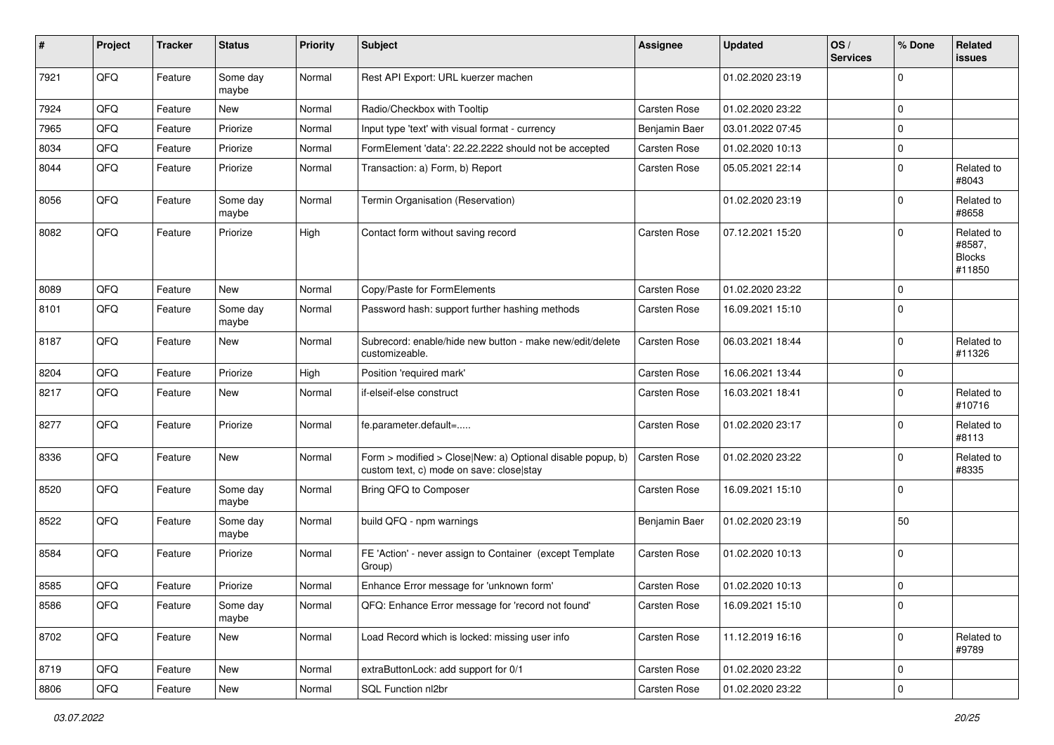| # | Project | Tracker | Status | Priority | Subject | Assignee | Updated | OS / Services | % Done | Related issues |
|---|---|---|---|---|---|---|---|---|---|---|
| 7921 | QFQ | Feature | Some day maybe | Normal | Rest API Export: URL kuerzer machen | | 01.02.2020 23:19 | | 0 | |
| 7924 | QFQ | Feature | New | Normal | Radio/Checkbox with Tooltip | Carsten Rose | 01.02.2020 23:22 | | 0 | |
| 7965 | QFQ | Feature | Priorize | Normal | Input type 'text' with visual format - currency | Benjamin Baer | 03.01.2022 07:45 | | 0 | |
| 8034 | QFQ | Feature | Priorize | Normal | FormElement 'data': 22.22.2222 should not be accepted | Carsten Rose | 01.02.2020 10:13 | | 0 | |
| 8044 | QFQ | Feature | Priorize | Normal | Transaction: a) Form, b) Report | Carsten Rose | 05.05.2021 22:14 | | 0 | Related to #8043 |
| 8056 | QFQ | Feature | Some day maybe | Normal | Termin Organisation (Reservation) | | 01.02.2020 23:19 | | 0 | Related to #8658 |
| 8082 | QFQ | Feature | Priorize | High | Contact form without saving record | Carsten Rose | 07.12.2021 15:20 | | 0 | Related to #8587, Blocks #11850 |
| 8089 | QFQ | Feature | New | Normal | Copy/Paste for FormElements | Carsten Rose | 01.02.2020 23:22 | | 0 | |
| 8101 | QFQ | Feature | Some day maybe | Normal | Password hash: support further hashing methods | Carsten Rose | 16.09.2021 15:10 | | 0 | |
| 8187 | QFQ | Feature | New | Normal | Subrecord: enable/hide new button - make new/edit/delete customizeable. | Carsten Rose | 06.03.2021 18:44 | | 0 | Related to #11326 |
| 8204 | QFQ | Feature | Priorize | High | Position 'required mark' | Carsten Rose | 16.06.2021 13:44 | | 0 | |
| 8217 | QFQ | Feature | New | Normal | if-elseif-else construct | Carsten Rose | 16.03.2021 18:41 | | 0 | Related to #10716 |
| 8277 | QFQ | Feature | Priorize | Normal | fe.parameter.default=..... | Carsten Rose | 01.02.2020 23:17 | | 0 | Related to #8113 |
| 8336 | QFQ | Feature | New | Normal | Form > modified > Close\|New: a) Optional disable popup, b) custom text, c) mode on save: close\|stay | Carsten Rose | 01.02.2020 23:22 | | 0 | Related to #8335 |
| 8520 | QFQ | Feature | Some day maybe | Normal | Bring QFQ to Composer | Carsten Rose | 16.09.2021 15:10 | | 0 | |
| 8522 | QFQ | Feature | Some day maybe | Normal | build QFQ - npm warnings | Benjamin Baer | 01.02.2020 23:19 | | 50 | |
| 8584 | QFQ | Feature | Priorize | Normal | FE 'Action' - never assign to Container (except Template Group) | Carsten Rose | 01.02.2020 10:13 | | 0 | |
| 8585 | QFQ | Feature | Priorize | Normal | Enhance Error message for 'unknown form' | Carsten Rose | 01.02.2020 10:13 | | 0 | |
| 8586 | QFQ | Feature | Some day maybe | Normal | QFQ: Enhance Error message for 'record not found' | Carsten Rose | 16.09.2021 15:10 | | 0 | |
| 8702 | QFQ | Feature | New | Normal | Load Record which is locked: missing user info | Carsten Rose | 11.12.2019 16:16 | | 0 | Related to #9789 |
| 8719 | QFQ | Feature | New | Normal | extraButtonLock: add support for 0/1 | Carsten Rose | 01.02.2020 23:22 | | 0 | |
| 8806 | QFQ | Feature | New | Normal | SQL Function nl2br | Carsten Rose | 01.02.2020 23:22 | | 0 | |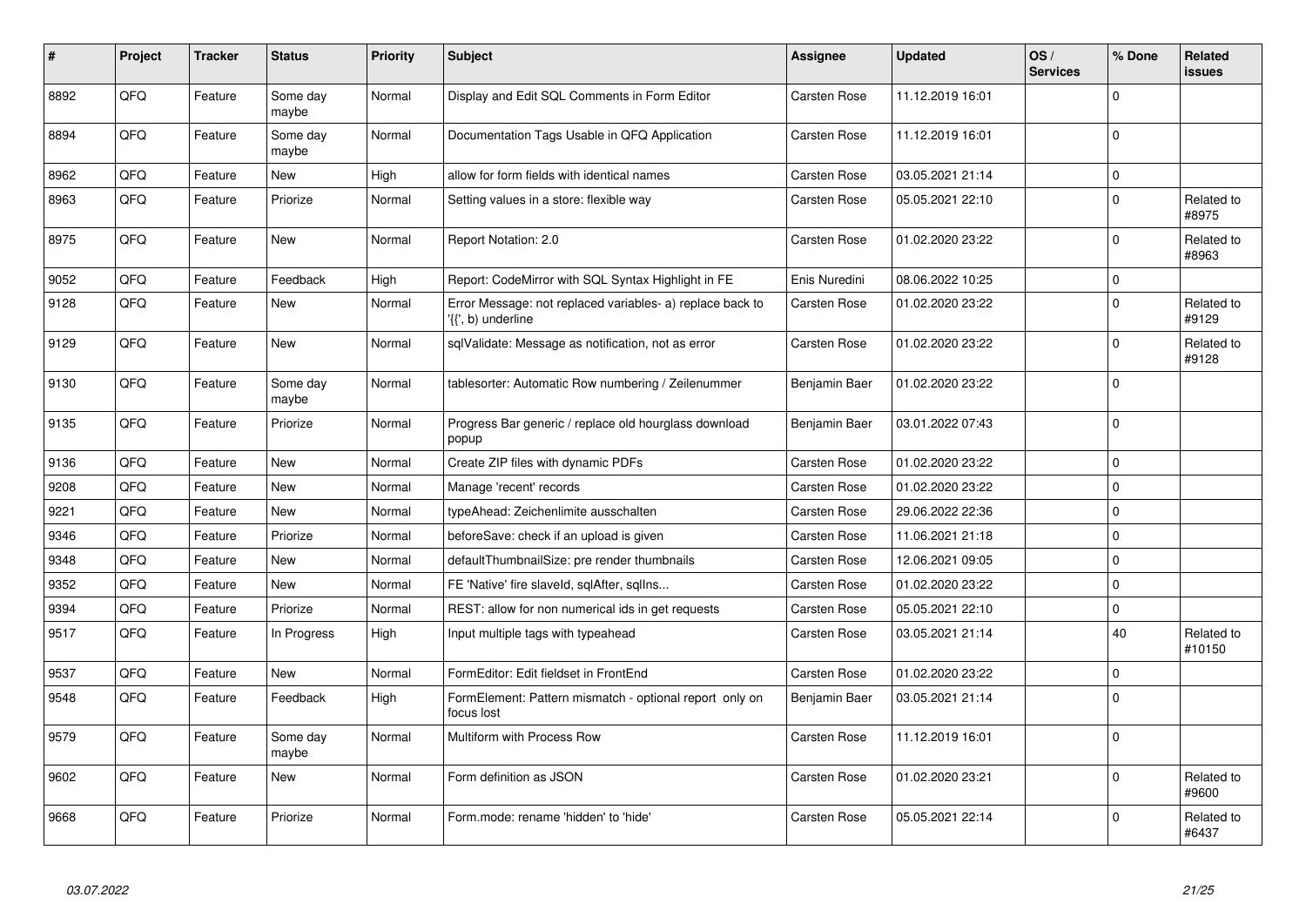| # | Project | Tracker | Status | Priority | Subject | Assignee | Updated | OS / Services | % Done | Related issues |
|---|---|---|---|---|---|---|---|---|---|---|
| 8892 | QFQ | Feature | Some day maybe | Normal | Display and Edit SQL Comments in Form Editor | Carsten Rose | 11.12.2019 16:01 | | 0 | |
| 8894 | QFQ | Feature | Some day maybe | Normal | Documentation Tags Usable in QFQ Application | Carsten Rose | 11.12.2019 16:01 | | 0 | |
| 8962 | QFQ | Feature | New | High | allow for form fields with identical names | Carsten Rose | 03.05.2021 21:14 | | 0 | |
| 8963 | QFQ | Feature | Priorize | Normal | Setting values in a store: flexible way | Carsten Rose | 05.05.2021 22:10 | | 0 | Related to #8975 |
| 8975 | QFQ | Feature | New | Normal | Report Notation: 2.0 | Carsten Rose | 01.02.2020 23:22 | | 0 | Related to #8963 |
| 9052 | QFQ | Feature | Feedback | High | Report: CodeMirror with SQL Syntax Highlight in FE | Enis Nuredini | 08.06.2022 10:25 | | 0 | |
| 9128 | QFQ | Feature | New | Normal | Error Message: not replaced variables- a) replace back to '{{', b) underline | Carsten Rose | 01.02.2020 23:22 | | 0 | Related to #9129 |
| 9129 | QFQ | Feature | New | Normal | sqlValidate: Message as notification, not as error | Carsten Rose | 01.02.2020 23:22 | | 0 | Related to #9128 |
| 9130 | QFQ | Feature | Some day maybe | Normal | tablesorter: Automatic Row numbering / Zeilenummer | Benjamin Baer | 01.02.2020 23:22 | | 0 | |
| 9135 | QFQ | Feature | Priorize | Normal | Progress Bar generic / replace old hourglass download popup | Benjamin Baer | 03.01.2022 07:43 | | 0 | |
| 9136 | QFQ | Feature | New | Normal | Create ZIP files with dynamic PDFs | Carsten Rose | 01.02.2020 23:22 | | 0 | |
| 9208 | QFQ | Feature | New | Normal | Manage 'recent' records | Carsten Rose | 01.02.2020 23:22 | | 0 | |
| 9221 | QFQ | Feature | New | Normal | typeAhead: Zeichenlimite ausschalten | Carsten Rose | 29.06.2022 22:36 | | 0 | |
| 9346 | QFQ | Feature | Priorize | Normal | beforeSave: check if an upload is given | Carsten Rose | 11.06.2021 21:18 | | 0 | |
| 9348 | QFQ | Feature | New | Normal | defaultThumbnailSize: pre render thumbnails | Carsten Rose | 12.06.2021 09:05 | | 0 | |
| 9352 | QFQ | Feature | New | Normal | FE 'Native' fire slaveId, sqlAfter, sqlIns... | Carsten Rose | 01.02.2020 23:22 | | 0 | |
| 9394 | QFQ | Feature | Priorize | Normal | REST: allow for non numerical ids in get requests | Carsten Rose | 05.05.2021 22:10 | | 0 | |
| 9517 | QFQ | Feature | In Progress | High | Input multiple tags with typeahead | Carsten Rose | 03.05.2021 21:14 | | 40 | Related to #10150 |
| 9537 | QFQ | Feature | New | Normal | FormEditor: Edit fieldset in FrontEnd | Carsten Rose | 01.02.2020 23:22 | | 0 | |
| 9548 | QFQ | Feature | Feedback | High | FormElement: Pattern mismatch - optional report only on focus lost | Benjamin Baer | 03.05.2021 21:14 | | 0 | |
| 9579 | QFQ | Feature | Some day maybe | Normal | Multiform with Process Row | Carsten Rose | 11.12.2019 16:01 | | 0 | |
| 9602 | QFQ | Feature | New | Normal | Form definition as JSON | Carsten Rose | 01.02.2020 23:21 | | 0 | Related to #9600 |
| 9668 | QFQ | Feature | Priorize | Normal | Form.mode: rename 'hidden' to 'hide' | Carsten Rose | 05.05.2021 22:14 | | 0 | Related to #6437 |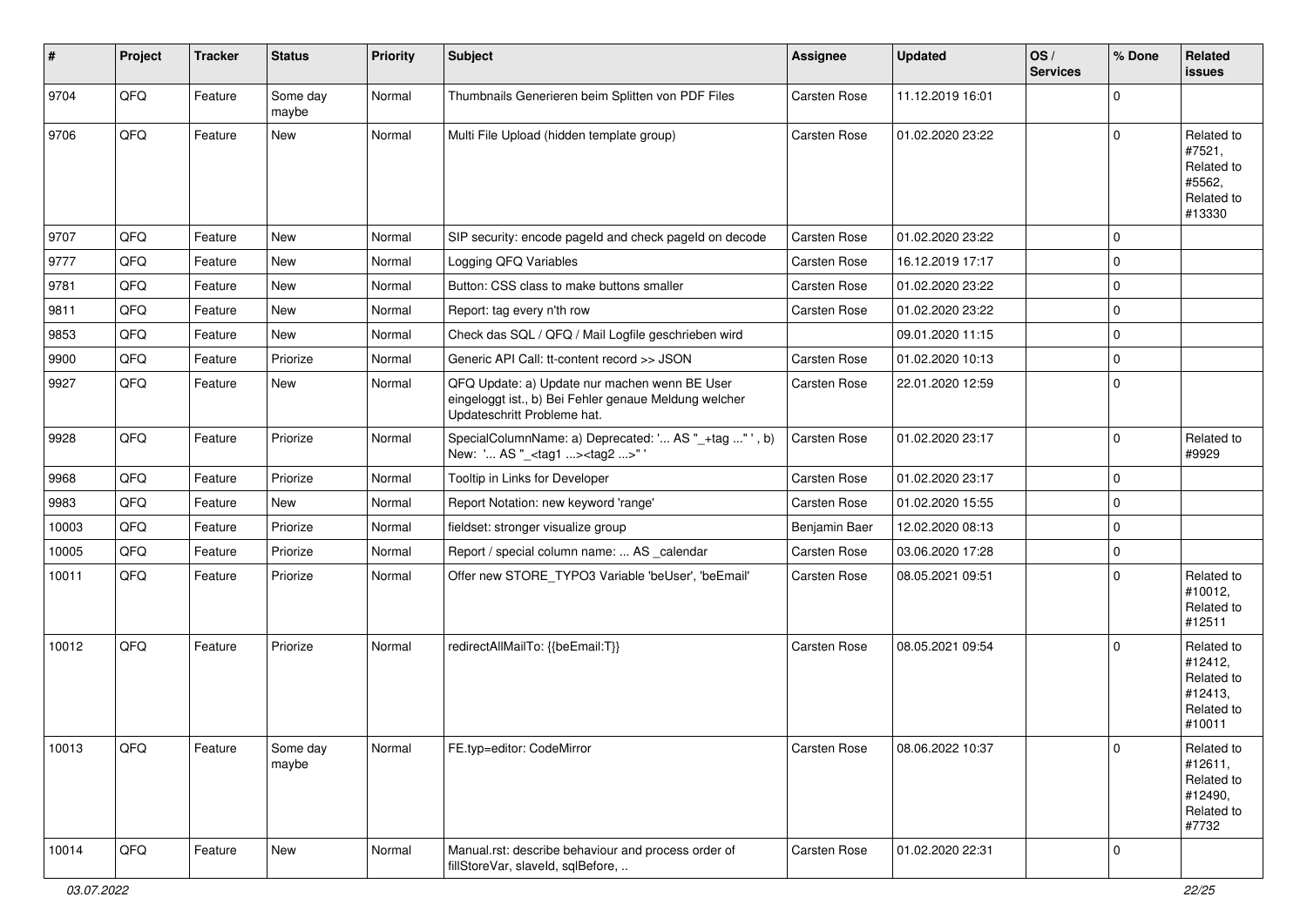| # | Project | Tracker | Status | Priority | Subject | Assignee | Updated | OS / Services | % Done | Related issues |
|---|---|---|---|---|---|---|---|---|---|---|
| 9704 | QFQ | Feature | Some day maybe | Normal | Thumbnails Generieren beim Splitten von PDF Files | Carsten Rose | 11.12.2019 16:01 | | 0 | |
| 9706 | QFQ | Feature | New | Normal | Multi File Upload (hidden template group) | Carsten Rose | 01.02.2020 23:22 | | 0 | Related to #7521, Related to #5562, Related to #13330 |
| 9707 | QFQ | Feature | New | Normal | SIP security: encode pageId and check pageId on decode | Carsten Rose | 01.02.2020 23:22 | | 0 | |
| 9777 | QFQ | Feature | New | Normal | Logging QFQ Variables | Carsten Rose | 16.12.2019 17:17 | | 0 | |
| 9781 | QFQ | Feature | New | Normal | Button: CSS class to make buttons smaller | Carsten Rose | 01.02.2020 23:22 | | 0 | |
| 9811 | QFQ | Feature | New | Normal | Report: tag every n'th row | Carsten Rose | 01.02.2020 23:22 | | 0 | |
| 9853 | QFQ | Feature | New | Normal | Check das SQL / QFQ / Mail Logfile geschrieben wird | | 09.01.2020 11:15 | | 0 | |
| 9900 | QFQ | Feature | Priorize | Normal | Generic API Call: tt-content record >> JSON | Carsten Rose | 01.02.2020 10:13 | | 0 | |
| 9927 | QFQ | Feature | New | Normal | QFQ Update: a) Update nur machen wenn BE User eingeloggt ist., b) Bei Fehler genaue Meldung welcher Updateschritt Probleme hat. | Carsten Rose | 22.01.2020 12:59 | | 0 | |
| 9928 | QFQ | Feature | Priorize | Normal | SpecialColumnName: a) Deprecated: '... AS "_+tag ..." ', b) New: '... AS "_<tag1 ...><tag2 ...>" ' | Carsten Rose | 01.02.2020 23:17 | | 0 | Related to #9929 |
| 9968 | QFQ | Feature | Priorize | Normal | Tooltip in Links for Developer | Carsten Rose | 01.02.2020 23:17 | | 0 | |
| 9983 | QFQ | Feature | New | Normal | Report Notation: new keyword 'range' | Carsten Rose | 01.02.2020 15:55 | | 0 | |
| 10003 | QFQ | Feature | Priorize | Normal | fieldset: stronger visualize group | Benjamin Baer | 12.02.2020 08:13 | | 0 | |
| 10005 | QFQ | Feature | Priorize | Normal | Report / special column name: ... AS _calendar | Carsten Rose | 03.06.2020 17:28 | | 0 | |
| 10011 | QFQ | Feature | Priorize | Normal | Offer new STORE_TYPO3 Variable 'beUser', 'beEmail' | Carsten Rose | 08.05.2021 09:51 | | 0 | Related to #10012, Related to #12511 |
| 10012 | QFQ | Feature | Priorize | Normal | redirectAllMailTo: {{beEmail:T}} | Carsten Rose | 08.05.2021 09:54 | | 0 | Related to #12412, Related to #12413, Related to #10011 |
| 10013 | QFQ | Feature | Some day maybe | Normal | FE.typ=editor: CodeMirror | Carsten Rose | 08.06.2022 10:37 | | 0 | Related to #12611, Related to #12490, Related to #7732 |
| 10014 | QFQ | Feature | New | Normal | Manual.rst: describe behaviour and process order of fillStoreVar, slaveId, sqlBefore, .. | Carsten Rose | 01.02.2020 22:31 | | 0 | |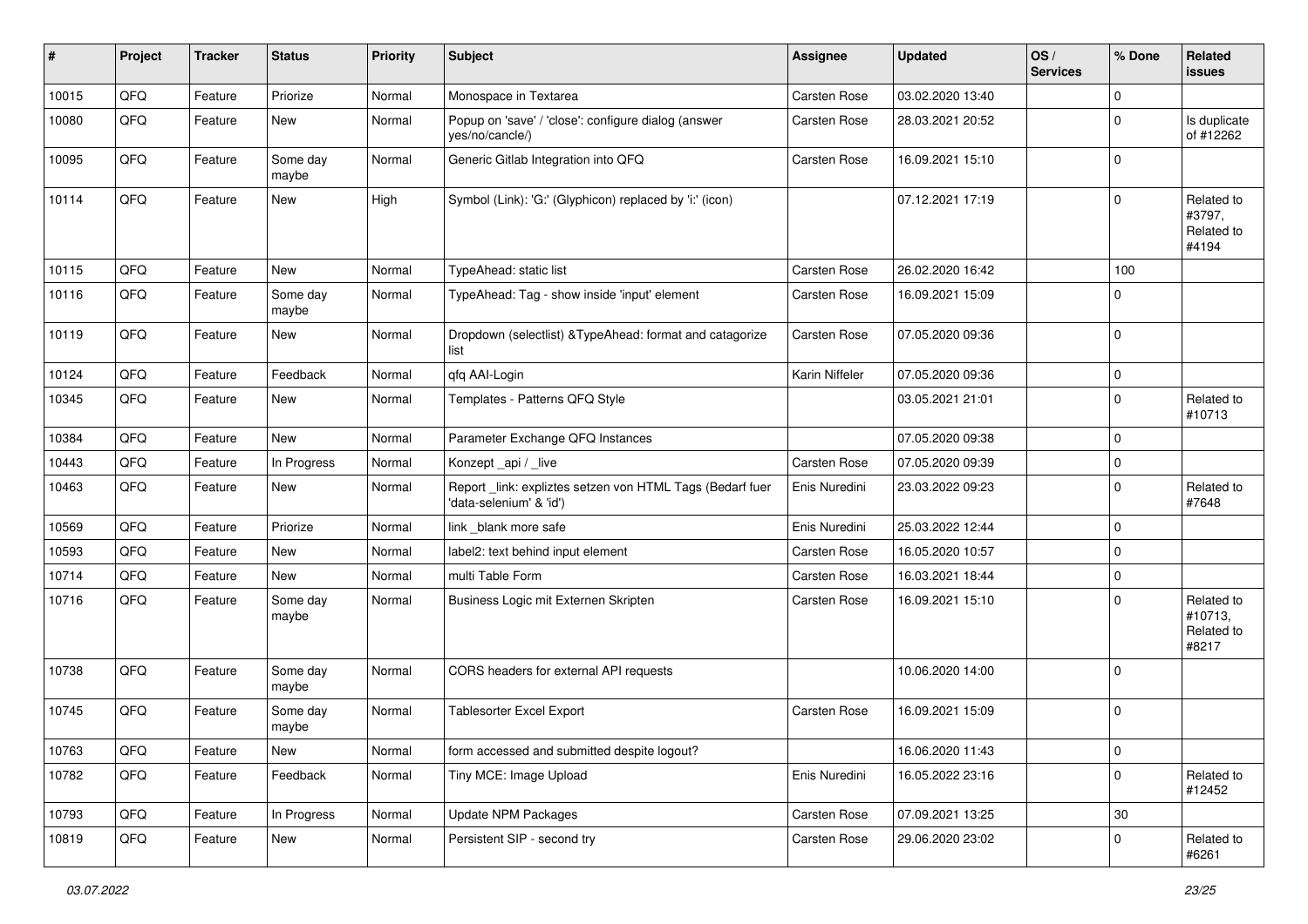| # | Project | Tracker | Status | Priority | Subject | Assignee | Updated | OS / Services | % Done | Related issues |
|---|---|---|---|---|---|---|---|---|---|---|
| 10015 | QFQ | Feature | Priorize | Normal | Monospace in Textarea | Carsten Rose | 03.02.2020 13:40 | | 0 | |
| 10080 | QFQ | Feature | New | Normal | Popup on 'save' / 'close': configure dialog (answer yes/no/cancle/) | Carsten Rose | 28.03.2021 20:52 | | 0 | Is duplicate of #12262 |
| 10095 | QFQ | Feature | Some day maybe | Normal | Generic Gitlab Integration into QFQ | Carsten Rose | 16.09.2021 15:10 | | 0 | |
| 10114 | QFQ | Feature | New | High | Symbol (Link): 'G:' (Glyphicon) replaced by 'i:' (icon) | | 07.12.2021 17:19 | | 0 | Related to #3797, Related to #4194 |
| 10115 | QFQ | Feature | New | Normal | TypeAhead: static list | Carsten Rose | 26.02.2020 16:42 | | 100 | |
| 10116 | QFQ | Feature | Some day maybe | Normal | TypeAhead: Tag - show inside 'input' element | Carsten Rose | 16.09.2021 15:09 | | 0 | |
| 10119 | QFQ | Feature | New | Normal | Dropdown (selectlist) &TypeAhead: format and catagorize list | Carsten Rose | 07.05.2020 09:36 | | 0 | |
| 10124 | QFQ | Feature | Feedback | Normal | qfq AAI-Login | Karin Niffeler | 07.05.2020 09:36 | | 0 | |
| 10345 | QFQ | Feature | New | Normal | Templates - Patterns QFQ Style | | 03.05.2021 21:01 | | 0 | Related to #10713 |
| 10384 | QFQ | Feature | New | Normal | Parameter Exchange QFQ Instances | | 07.05.2020 09:38 | | 0 | |
| 10443 | QFQ | Feature | In Progress | Normal | Konzept _api / _live | Carsten Rose | 07.05.2020 09:39 | | 0 | |
| 10463 | QFQ | Feature | New | Normal | Report _link: expliztes setzen von HTML Tags (Bedarf fuer 'data-selenium' & 'id') | Enis Nuredini | 23.03.2022 09:23 | | 0 | Related to #7648 |
| 10569 | QFQ | Feature | Priorize | Normal | link _blank more safe | Enis Nuredini | 25.03.2022 12:44 | | 0 | |
| 10593 | QFQ | Feature | New | Normal | label2: text behind input element | Carsten Rose | 16.05.2020 10:57 | | 0 | |
| 10714 | QFQ | Feature | New | Normal | multi Table Form | Carsten Rose | 16.03.2021 18:44 | | 0 | |
| 10716 | QFQ | Feature | Some day maybe | Normal | Business Logic mit Externen Skripten | Carsten Rose | 16.09.2021 15:10 | | 0 | Related to #10713, Related to #8217 |
| 10738 | QFQ | Feature | Some day maybe | Normal | CORS headers for external API requests | | 10.06.2020 14:00 | | 0 | |
| 10745 | QFQ | Feature | Some day maybe | Normal | Tablesorter Excel Export | Carsten Rose | 16.09.2021 15:09 | | 0 | |
| 10763 | QFQ | Feature | New | Normal | form accessed and submitted despite logout? | | 16.06.2020 11:43 | | 0 | |
| 10782 | QFQ | Feature | Feedback | Normal | Tiny MCE: Image Upload | Enis Nuredini | 16.05.2022 23:16 | | 0 | Related to #12452 |
| 10793 | QFQ | Feature | In Progress | Normal | Update NPM Packages | Carsten Rose | 07.09.2021 13:25 | | 30 | |
| 10819 | QFQ | Feature | New | Normal | Persistent SIP - second try | Carsten Rose | 29.06.2020 23:02 | | 0 | Related to #6261 |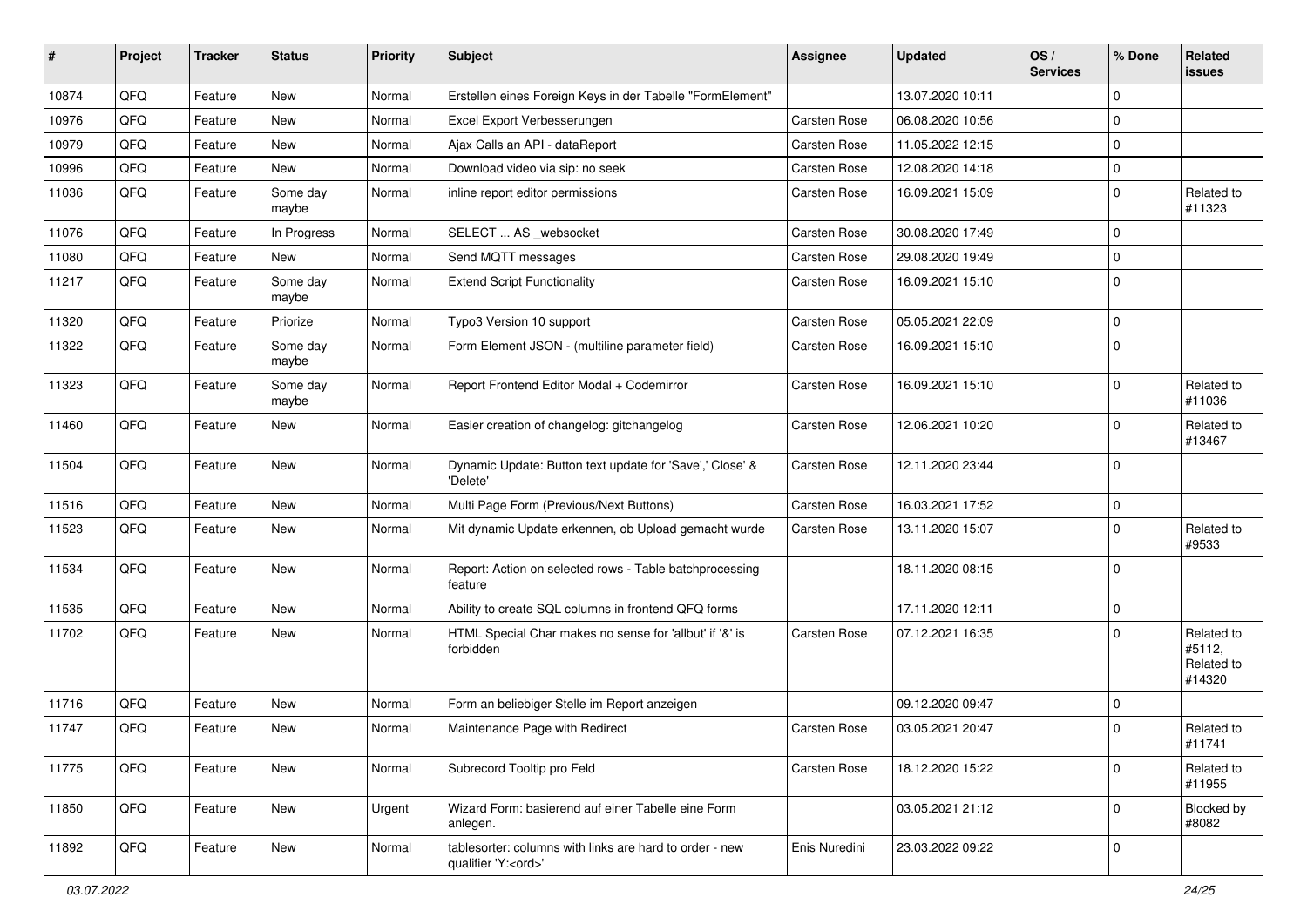| # | Project | Tracker | Status | Priority | Subject | Assignee | Updated | OS / Services | % Done | Related issues |
|---|---|---|---|---|---|---|---|---|---|---|
| 10874 | QFQ | Feature | New | Normal | Erstellen eines Foreign Keys in der Tabelle "FormElement" | | 13.07.2020 10:11 | | 0 | |
| 10976 | QFQ | Feature | New | Normal | Excel Export Verbesserungen | Carsten Rose | 06.08.2020 10:56 | | 0 | |
| 10979 | QFQ | Feature | New | Normal | Ajax Calls an API - dataReport | Carsten Rose | 11.05.2022 12:15 | | 0 | |
| 10996 | QFQ | Feature | New | Normal | Download video via sip: no seek | Carsten Rose | 12.08.2020 14:18 | | 0 | |
| 11036 | QFQ | Feature | Some day maybe | Normal | inline report editor permissions | Carsten Rose | 16.09.2021 15:09 | | 0 | Related to #11323 |
| 11076 | QFQ | Feature | In Progress | Normal | SELECT ... AS _websocket | Carsten Rose | 30.08.2020 17:49 | | 0 | |
| 11080 | QFQ | Feature | New | Normal | Send MQTT messages | Carsten Rose | 29.08.2020 19:49 | | 0 | |
| 11217 | QFQ | Feature | Some day maybe | Normal | Extend Script Functionality | Carsten Rose | 16.09.2021 15:10 | | 0 | |
| 11320 | QFQ | Feature | Priorize | Normal | Typo3 Version 10 support | Carsten Rose | 05.05.2021 22:09 | | 0 | |
| 11322 | QFQ | Feature | Some day maybe | Normal | Form Element JSON - (multiline parameter field) | Carsten Rose | 16.09.2021 15:10 | | 0 | |
| 11323 | QFQ | Feature | Some day maybe | Normal | Report Frontend Editor Modal + Codemirror | Carsten Rose | 16.09.2021 15:10 | | 0 | Related to #11036 |
| 11460 | QFQ | Feature | New | Normal | Easier creation of changelog: gitchangelog | Carsten Rose | 12.06.2021 10:20 | | 0 | Related to #13467 |
| 11504 | QFQ | Feature | New | Normal | Dynamic Update: Button text update for 'Save',' Close' & 'Delete' | Carsten Rose | 12.11.2020 23:44 | | 0 | |
| 11516 | QFQ | Feature | New | Normal | Multi Page Form (Previous/Next Buttons) | Carsten Rose | 16.03.2021 17:52 | | 0 | |
| 11523 | QFQ | Feature | New | Normal | Mit dynamic Update erkennen, ob Upload gemacht wurde | Carsten Rose | 13.11.2020 15:07 | | 0 | Related to #9533 |
| 11534 | QFQ | Feature | New | Normal | Report: Action on selected rows - Table batchprocessing feature | | 18.11.2020 08:15 | | 0 | |
| 11535 | QFQ | Feature | New | Normal | Ability to create SQL columns in frontend QFQ forms | | 17.11.2020 12:11 | | 0 | |
| 11702 | QFQ | Feature | New | Normal | HTML Special Char makes no sense for 'allbut' if '&' is forbidden | Carsten Rose | 07.12.2021 16:35 | | 0 | Related to #5112, Related to #14320 |
| 11716 | QFQ | Feature | New | Normal | Form an beliebiger Stelle im Report anzeigen | | 09.12.2020 09:47 | | 0 | |
| 11747 | QFQ | Feature | New | Normal | Maintenance Page with Redirect | Carsten Rose | 03.05.2021 20:47 | | 0 | Related to #11741 |
| 11775 | QFQ | Feature | New | Normal | Subrecord Tooltip pro Feld | Carsten Rose | 18.12.2020 15:22 | | 0 | Related to #11955 |
| 11850 | QFQ | Feature | New | Urgent | Wizard Form: basierend auf einer Tabelle eine Form anlegen. | | 03.05.2021 21:12 | | 0 | Blocked by #8082 |
| 11892 | QFQ | Feature | New | Normal | tablesorter: columns with links are hard to order - new qualifier 'Y:<ord>' | Enis Nuredini | 23.03.2022 09:22 | | 0 | |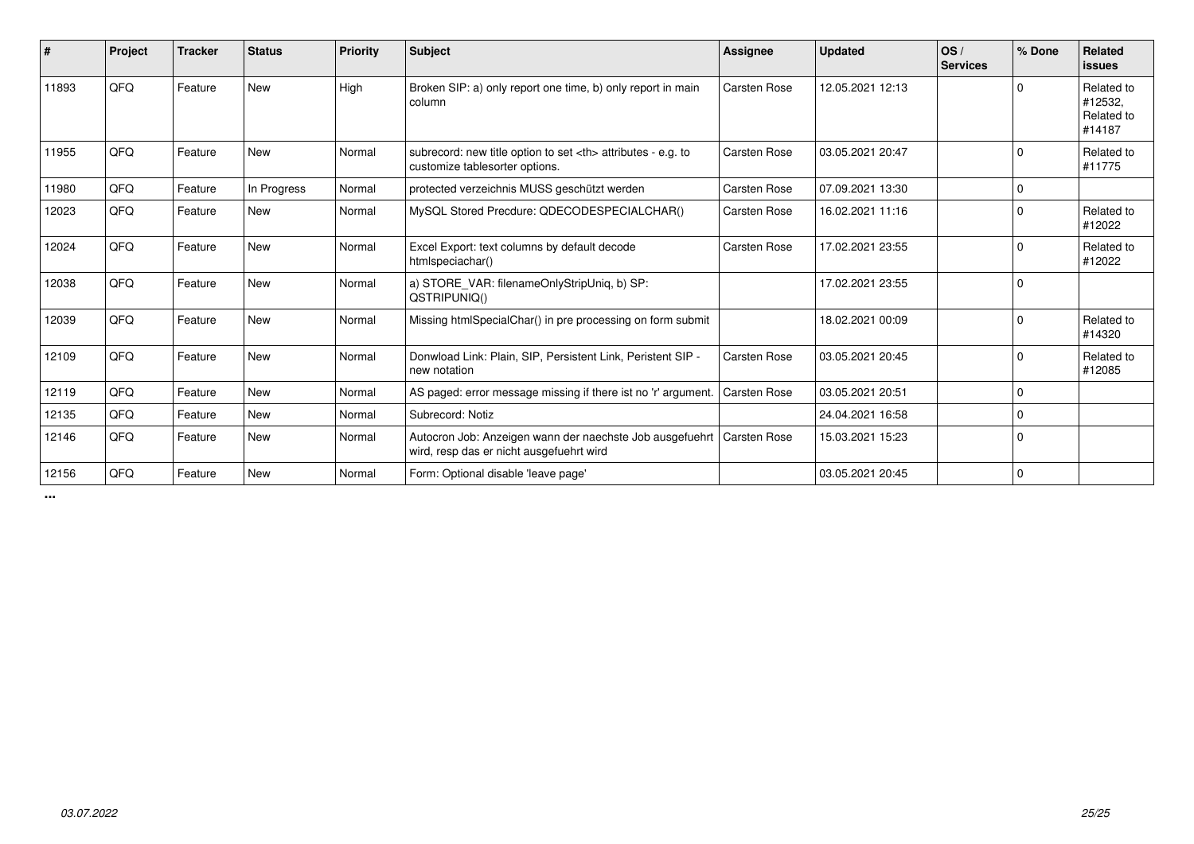| # | Project | Tracker | Status | Priority | Subject | Assignee | Updated | OS / Services | % Done | Related issues |
|---|---|---|---|---|---|---|---|---|---|---|
| 11893 | QFQ | Feature | New | High | Broken SIP: a) only report one time, b) only report in main column | Carsten Rose | 12.05.2021 12:13 | | 0 | Related to #12532, Related to #14187 |
| 11955 | QFQ | Feature | New | Normal | subrecord: new title option to set <th> attributes - e.g. to customize tablesorter options. | Carsten Rose | 03.05.2021 20:47 | | 0 | Related to #11775 |
| 11980 | QFQ | Feature | In Progress | Normal | protected verzeichnis MUSS geschützt werden | Carsten Rose | 07.09.2021 13:30 | | 0 | |
| 12023 | QFQ | Feature | New | Normal | MySQL Stored Precdure: QDECODESPECIALCHAR() | Carsten Rose | 16.02.2021 11:16 | | 0 | Related to #12022 |
| 12024 | QFQ | Feature | New | Normal | Excel Export: text columns by default decode htmlspeciachar() | Carsten Rose | 17.02.2021 23:55 | | 0 | Related to #12022 |
| 12038 | QFQ | Feature | New | Normal | a) STORE_VAR: filenameOnlyStripUniq, b) SP: QSTRIPUNIQ() | | 17.02.2021 23:55 | | 0 | |
| 12039 | QFQ | Feature | New | Normal | Missing htmlSpecialChar() in pre processing on form submit | | 18.02.2021 00:09 | | 0 | Related to #14320 |
| 12109 | QFQ | Feature | New | Normal | Donwload Link: Plain, SIP, Persistent Link, Peristent SIP - new notation | Carsten Rose | 03.05.2021 20:45 | | 0 | Related to #12085 |
| 12119 | QFQ | Feature | New | Normal | AS paged: error message missing if there ist no 'r' argument. | Carsten Rose | 03.05.2021 20:51 | | 0 | |
| 12135 | QFQ | Feature | New | Normal | Subrecord: Notiz | | 24.04.2021 16:58 | | 0 | |
| 12146 | QFQ | Feature | New | Normal | Autocron Job: Anzeigen wann der naechste Job ausgefuehrt wird, resp das er nicht ausgefuehrt wird | Carsten Rose | 15.03.2021 15:23 | | 0 | |
| 12156 | QFQ | Feature | New | Normal | Form: Optional disable 'leave page' | | 03.05.2021 20:45 | | 0 | |

...